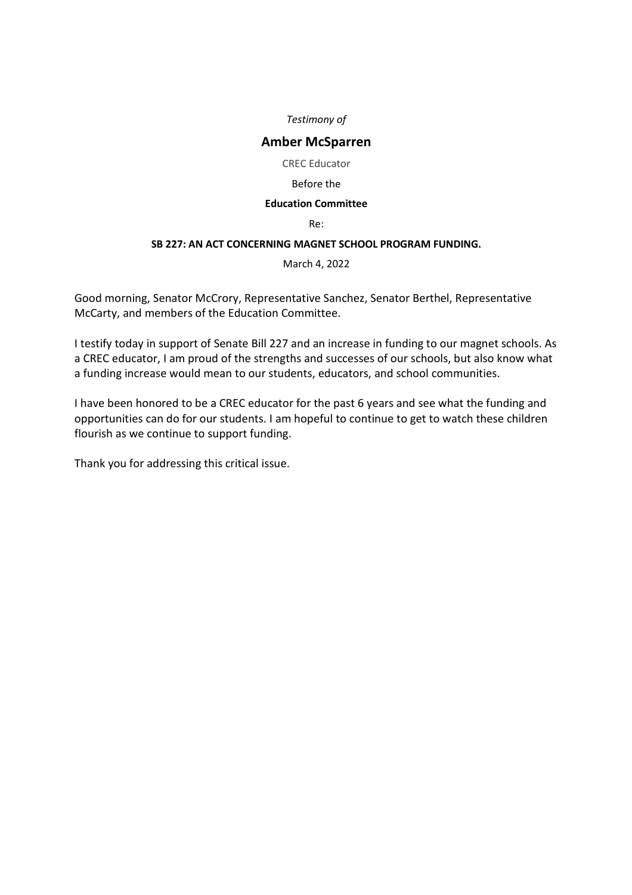*Testimony of*

## Amber McSparren

CREC Educator

Before the

**Education Committee**

Re:

**SB 227: AN ACT CONCERNING MAGNET SCHOOL PROGRAM FUNDING.**

March 4, 2022

Good morning, Senator McCrory, Representative Sanchez, Senator Berthel, Representative McCarty, and members of the Education Committee.

I testify today in support of Senate Bill 227 and an increase in funding to our magnet schools. As a CREC educator, I am proud of the strengths and successes of our schools, but also know what a funding increase would mean to our students, educators, and school communities.

I have been honored to be a CREC educator for the past 6 years and see what the funding and opportunities can do for our students. I am hopeful to continue to get to watch these children flourish as we continue to support funding.

Thank you for addressing this critical issue.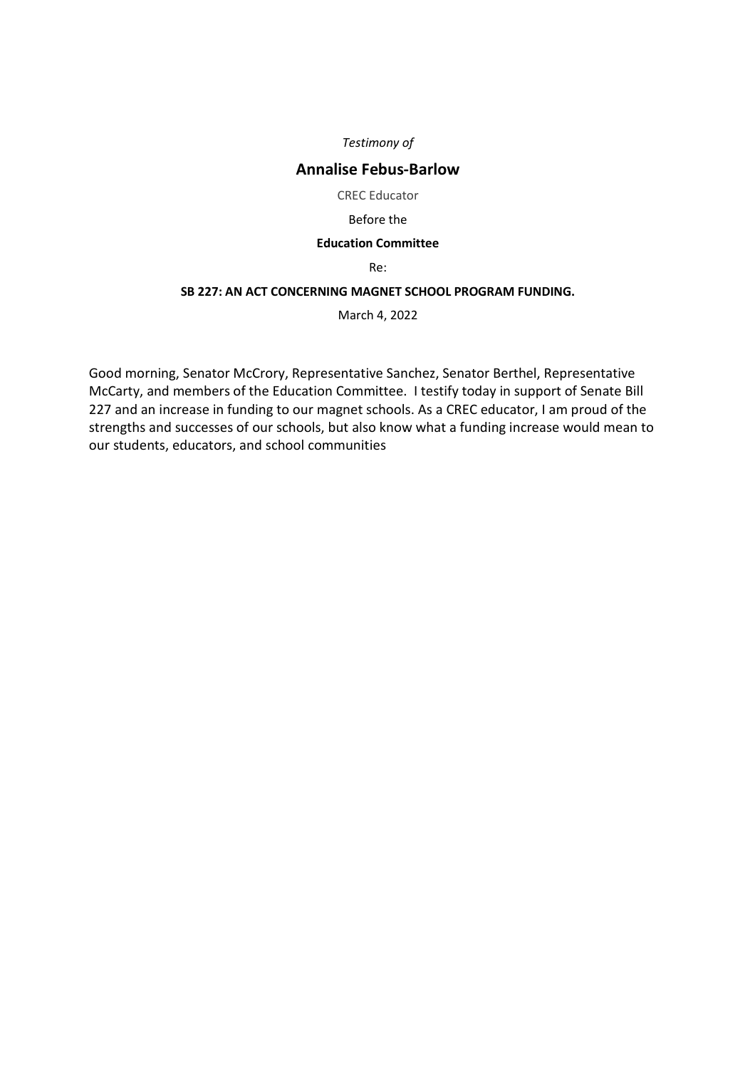*Testimony of*

## Annalise Febus-Barlow

CREC Educator

Before the

**Education Committee**

Re:

**SB 227: AN ACT CONCERNING MAGNET SCHOOL PROGRAM FUNDING.**

March 4, 2022

Good morning, Senator McCrory, Representative Sanchez, Senator Berthel, Representative McCarty, and members of the Education Committee. I testify today in support of Senate Bill 227 and an increase in funding to our magnet schools. As a CREC educator, I am proud of the strengths and successes of our schools, but also know what a funding increase would mean to our students, educators, and school communities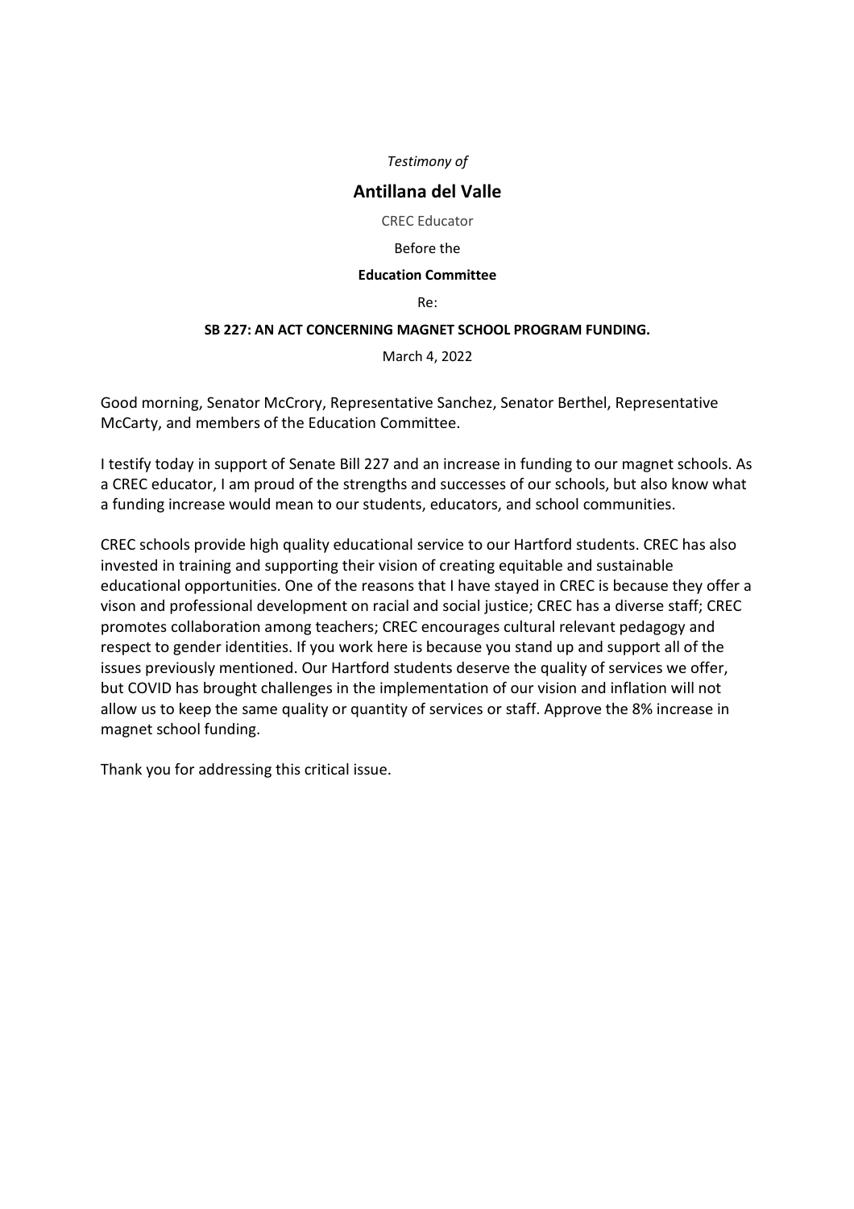*Testimony of*

## Antillana del Valle

CREC Educator

Before the

**Education Committee**

Re:

**SB 227: AN ACT CONCERNING MAGNET SCHOOL PROGRAM FUNDING.**

March 4, 2022

Good morning, Senator McCrory, Representative Sanchez, Senator Berthel, Representative McCarty, and members of the Education Committee.

I testify today in support of Senate Bill 227 and an increase in funding to our magnet schools. As a CREC educator, I am proud of the strengths and successes of our schools, but also know what a funding increase would mean to our students, educators, and school communities.

CREC schools provide high quality educational service to our Hartford students. CREC has also invested in training and supporting their vision of creating equitable and sustainable educational opportunities. One of the reasons that I have stayed in CREC is because they offer a vison and professional development on racial and social justice; CREC has a diverse staff; CREC promotes collaboration among teachers; CREC encourages cultural relevant pedagogy and respect to gender identities. If you work here is because you stand up and support all of the issues previously mentioned. Our Hartford students deserve the quality of services we offer, but COVID has brought challenges in the implementation of our vision and inflation will not allow us to keep the same quality or quantity of services or staff. Approve the 8% increase in magnet school funding.

Thank you for addressing this critical issue.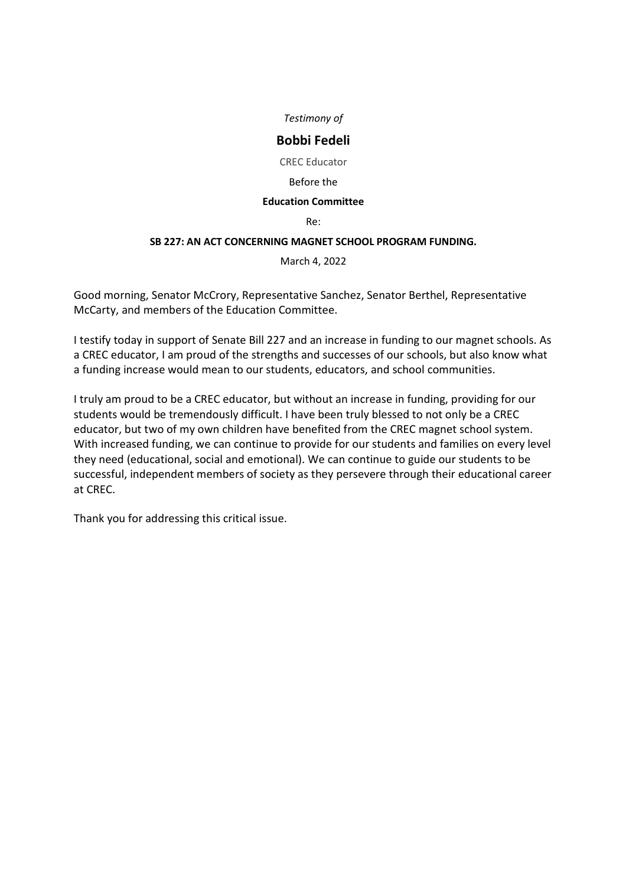*Testimony of*

**Bobbi Fedeli**

CREC Educator

Before the

**Education Committee**

Re:

**SB 227: AN ACT CONCERNING MAGNET SCHOOL PROGRAM FUNDING.**

March 4, 2022

Good morning, Senator McCrory, Representative Sanchez, Senator Berthel, Representative McCarty, and members of the Education Committee.

I testify today in support of Senate Bill 227 and an increase in funding to our magnet schools. As a CREC educator, I am proud of the strengths and successes of our schools, but also know what a funding increase would mean to our students, educators, and school communities.

I truly am proud to be a CREC educator, but without an increase in funding, providing for our students would be tremendously difficult. I have been truly blessed to not only be a CREC educator, but two of my own children have benefited from the CREC magnet school system. With increased funding, we can continue to provide for our students and families on every level they need (educational, social and emotional). We can continue to guide our students to be successful, independent members of society as they persevere through their educational career at CREC.

Thank you for addressing this critical issue.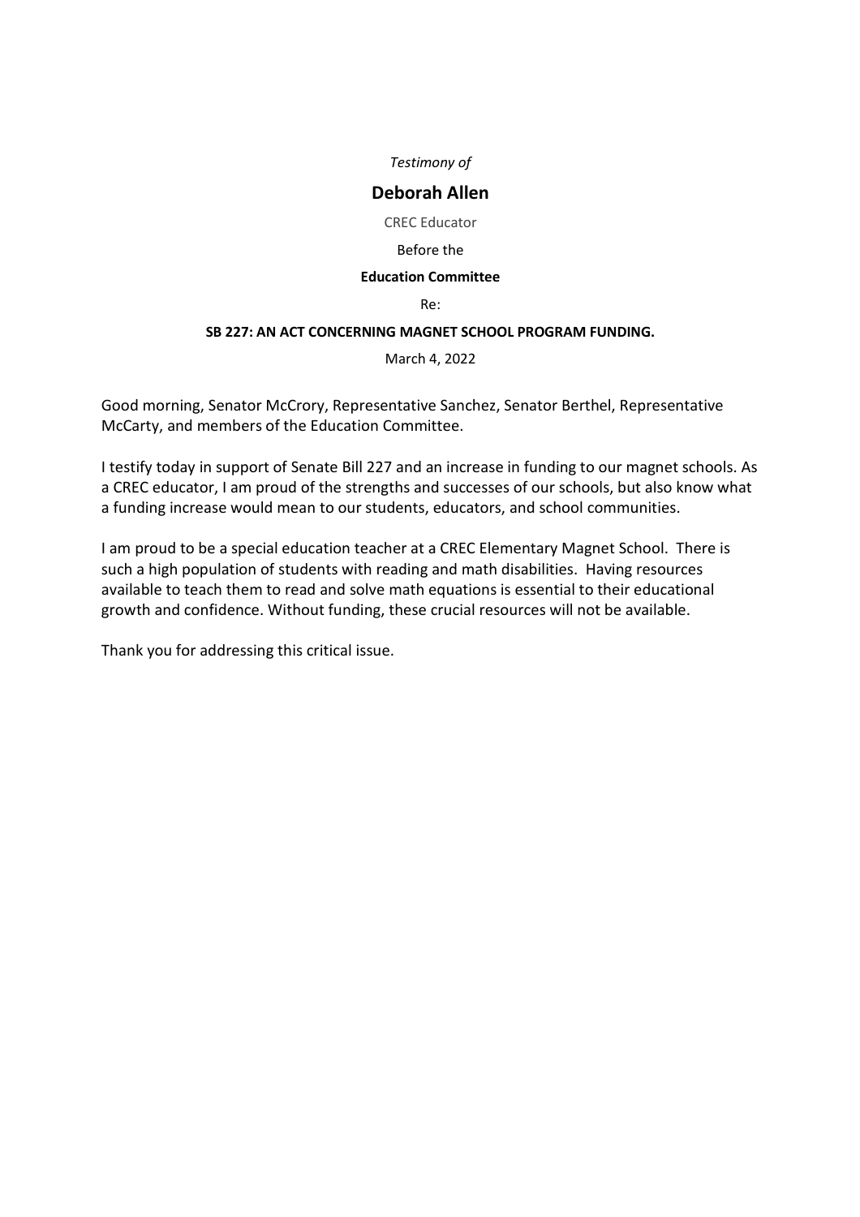*Testimony of*

## Deborah Allen

CREC Educator

Before the

**Education Committee**

Re:

**SB 227: AN ACT CONCERNING MAGNET SCHOOL PROGRAM FUNDING.**

March 4, 2022

Good morning, Senator McCrory, Representative Sanchez, Senator Berthel, Representative McCarty, and members of the Education Committee.

I testify today in support of Senate Bill 227 and an increase in funding to our magnet schools. As a CREC educator, I am proud of the strengths and successes of our schools, but also know what a funding increase would mean to our students, educators, and school communities.

I am proud to be a special education teacher at a CREC Elementary Magnet School. There is such a high population of students with reading and math disabilities. Having resources available to teach them to read and solve math equations is essential to their educational growth and confidence. Without funding, these crucial resources will not be available.

Thank you for addressing this critical issue.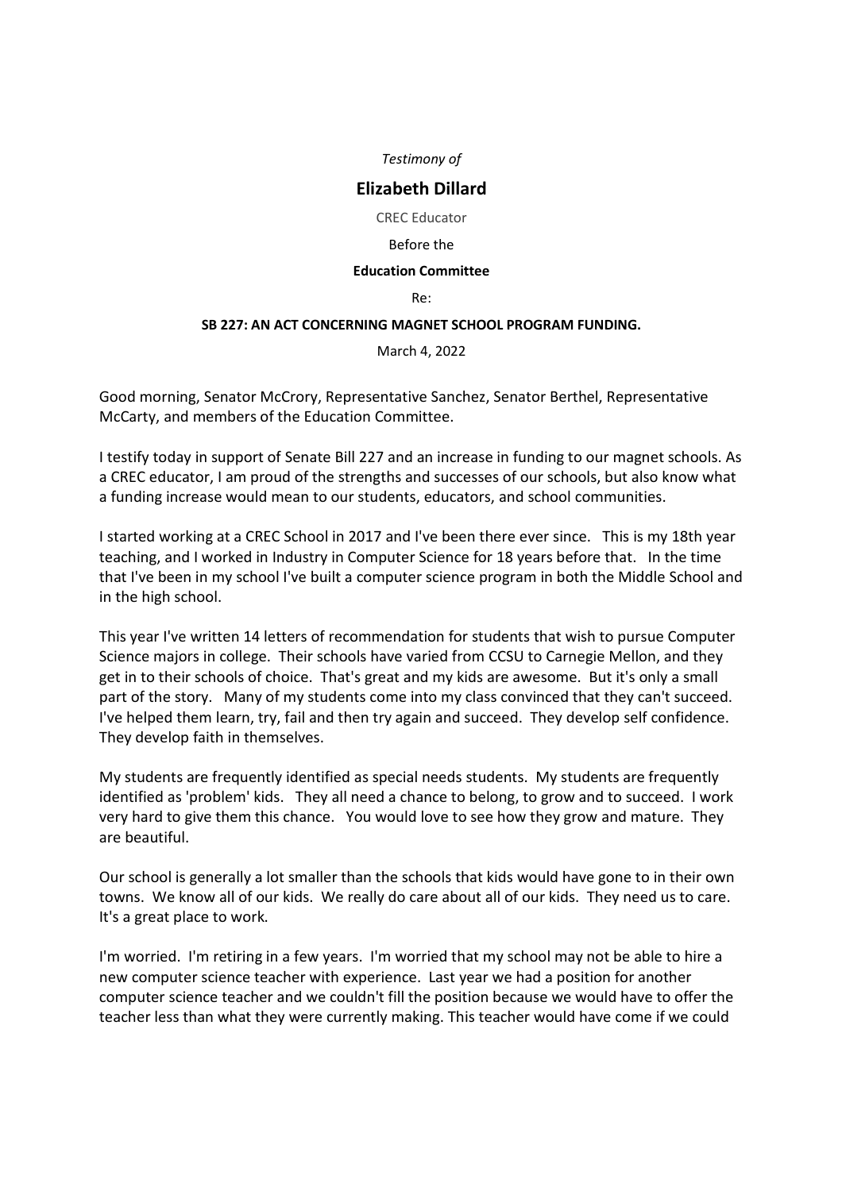*Testimony of*

## Elizabeth Dillard

CREC Educator

Before the

**Education Committee**

Re:

**SB 227: AN ACT CONCERNING MAGNET SCHOOL PROGRAM FUNDING.**

March 4, 2022

Good morning, Senator McCrory, Representative Sanchez, Senator Berthel, Representative McCarty, and members of the Education Committee.

I testify today in support of Senate Bill 227 and an increase in funding to our magnet schools. As a CREC educator, I am proud of the strengths and successes of our schools, but also know what a funding increase would mean to our students, educators, and school communities.

I started working at a CREC School in 2017 and I've been there ever since. This is my 18th year teaching, and I worked in Industry in Computer Science for 18 years before that. In the time that I've been in my school I've built a computer science program in both the Middle School and in the high school.

This year I've written 14 letters of recommendation for students that wish to pursue Computer Science majors in college. Their schools have varied from CCSU to Carnegie Mellon, and they get in to their schools of choice. That's great and my kids are awesome. But it's only a small part of the story. Many of my students come into my class convinced that they can't succeed. I've helped them learn, try, fail and then try again and succeed. They develop self confidence. They develop faith in themselves.

My students are frequently identified as special needs students. My students are frequently identified as 'problem' kids. They all need a chance to belong, to grow and to succeed. I work very hard to give them this chance. You would love to see how they grow and mature. They are beautiful.

Our school is generally a lot smaller than the schools that kids would have gone to in their own towns. We know all of our kids. We really do care about all of our kids. They need us to care. It's a great place to work.

I'm worried. I'm retiring in a few years. I'm worried that my school may not be able to hire a new computer science teacher with experience. Last year we had a position for another computer science teacher and we couldn't fill the position because we would have to offer the teacher less than what they were currently making. This teacher would have come if we could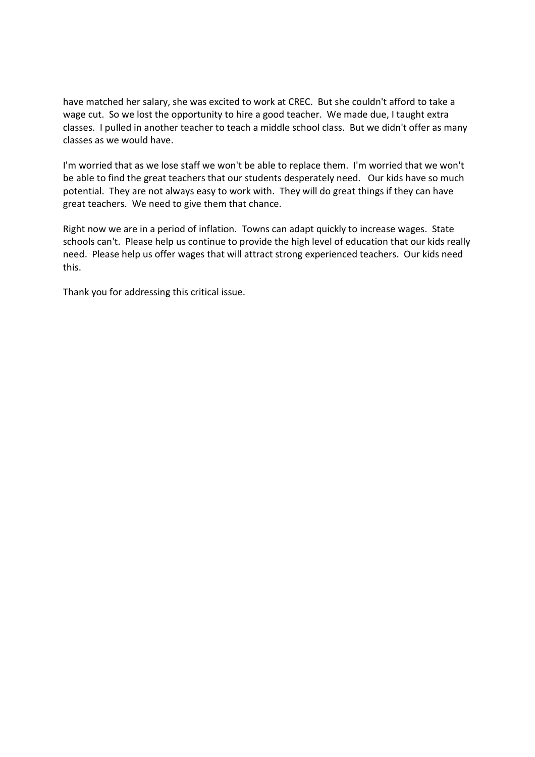have matched her salary, she was excited to work at CREC. But she couldn't afford to take a wage cut. So we lost the opportunity to hire a good teacher. We made due, I taught extra classes. I pulled in another teacher to teach a middle school class. But we didn't offer as many classes as we would have.

I'm worried that as we lose staff we won't be able to replace them. I'm worried that we won't be able to find the great teachers that our students desperately need. Our kids have so much potential. They are not always easy to work with. They will do great things if they can have great teachers. We need to give them that chance.

Right now we are in a period of inflation. Towns can adapt quickly to increase wages. State schools can't. Please help us continue to provide the high level of education that our kids really need. Please help us offer wages that will attract strong experienced teachers. Our kids need this.

Thank you for addressing this critical issue.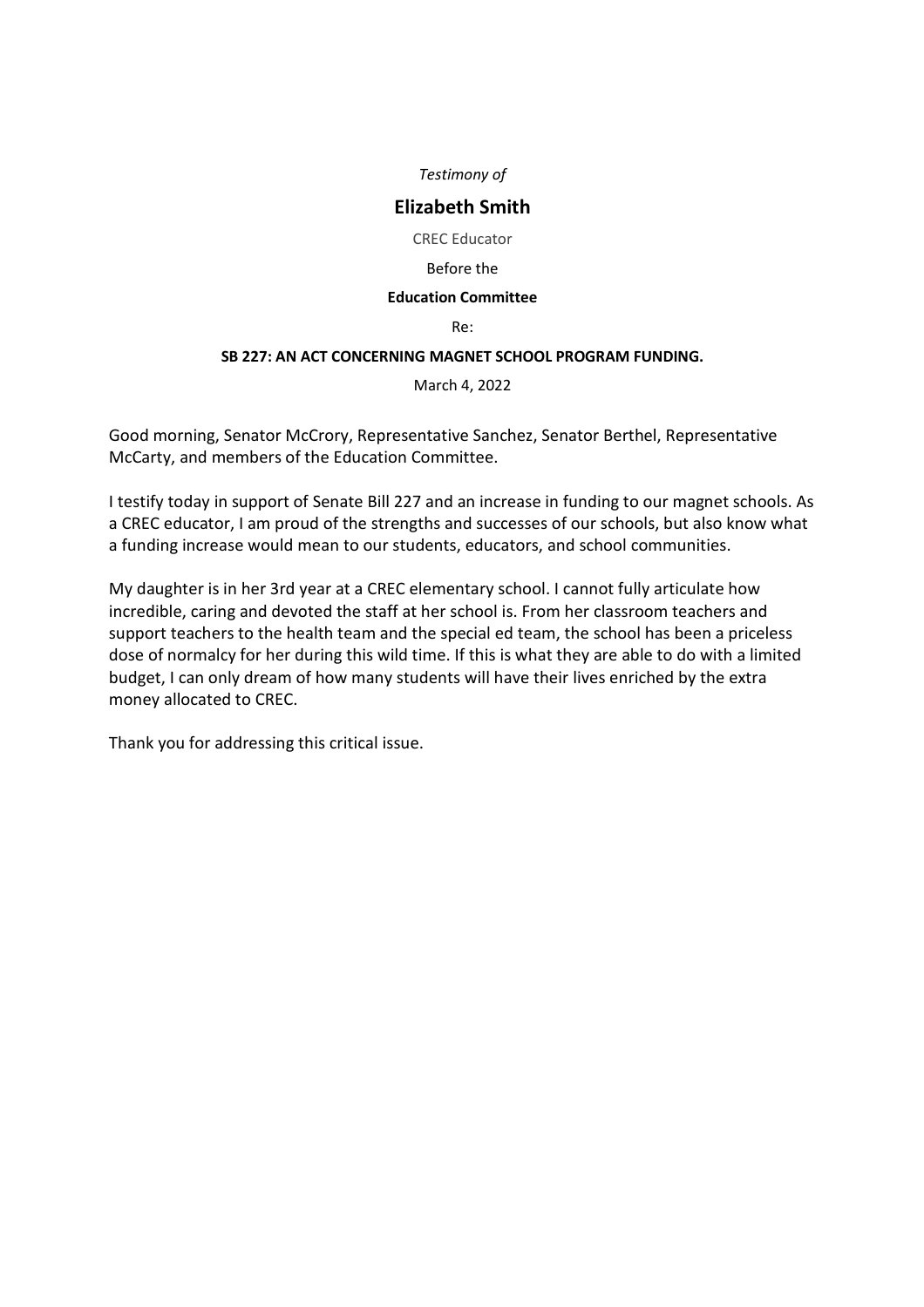*Testimony of*

## Elizabeth Smith

CREC Educator

Before the

**Education Committee**

Re:

**SB 227: AN ACT CONCERNING MAGNET SCHOOL PROGRAM FUNDING.**

March 4, 2022

Good morning, Senator McCrory, Representative Sanchez, Senator Berthel, Representative McCarty, and members of the Education Committee.

I testify today in support of Senate Bill 227 and an increase in funding to our magnet schools. As a CREC educator, I am proud of the strengths and successes of our schools, but also know what a funding increase would mean to our students, educators, and school communities.

My daughter is in her 3rd year at a CREC elementary school. I cannot fully articulate how incredible, caring and devoted the staff at her school is. From her classroom teachers and support teachers to the health team and the special ed team, the school has been a priceless dose of normalcy for her during this wild time. If this is what they are able to do with a limited budget, I can only dream of how many students will have their lives enriched by the extra money allocated to CREC.

Thank you for addressing this critical issue.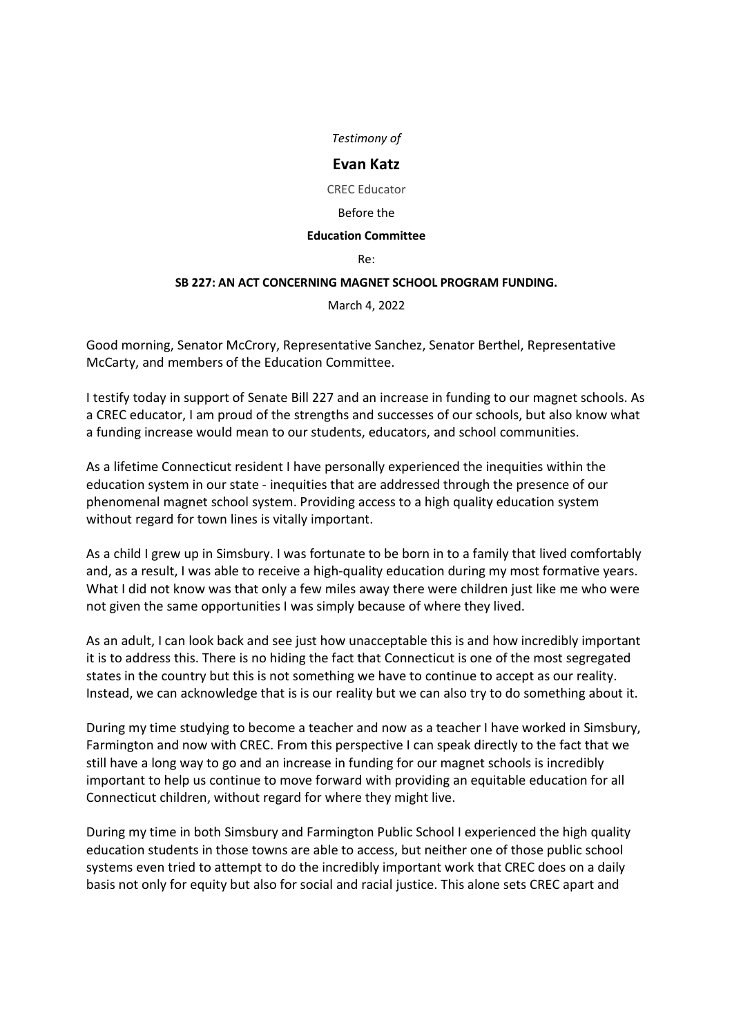*Testimony of*

**Evan Katz**

CREC Educator

Before the

**Education Committee**

Re:

**SB 227: AN ACT CONCERNING MAGNET SCHOOL PROGRAM FUNDING.**

March 4, 2022

Good morning, Senator McCrory, Representative Sanchez, Senator Berthel, Representative McCarty, and members of the Education Committee.

I testify today in support of Senate Bill 227 and an increase in funding to our magnet schools. As a CREC educator, I am proud of the strengths and successes of our schools, but also know what a funding increase would mean to our students, educators, and school communities.

As a lifetime Connecticut resident I have personally experienced the inequities within the education system in our state - inequities that are addressed through the presence of our phenomenal magnet school system. Providing access to a high quality education system without regard for town lines is vitally important.

As a child I grew up in Simsbury. I was fortunate to be born in to a family that lived comfortably and, as a result, I was able to receive a high-quality education during my most formative years. What I did not know was that only a few miles away there were children just like me who were not given the same opportunities I was simply because of where they lived.

As an adult, I can look back and see just how unacceptable this is and how incredibly important it is to address this. There is no hiding the fact that Connecticut is one of the most segregated states in the country but this is not something we have to continue to accept as our reality. Instead, we can acknowledge that is is our reality but we can also try to do something about it.

During my time studying to become a teacher and now as a teacher I have worked in Simsbury, Farmington and now with CREC. From this perspective I can speak directly to the fact that we still have a long way to go and an increase in funding for our magnet schools is incredibly important to help us continue to move forward with providing an equitable education for all Connecticut children, without regard for where they might live.

During my time in both Simsbury and Farmington Public School I experienced the high quality education students in those towns are able to access, but neither one of those public school systems even tried to attempt to do the incredibly important work that CREC does on a daily basis not only for equity but also for social and racial justice. This alone sets CREC apart and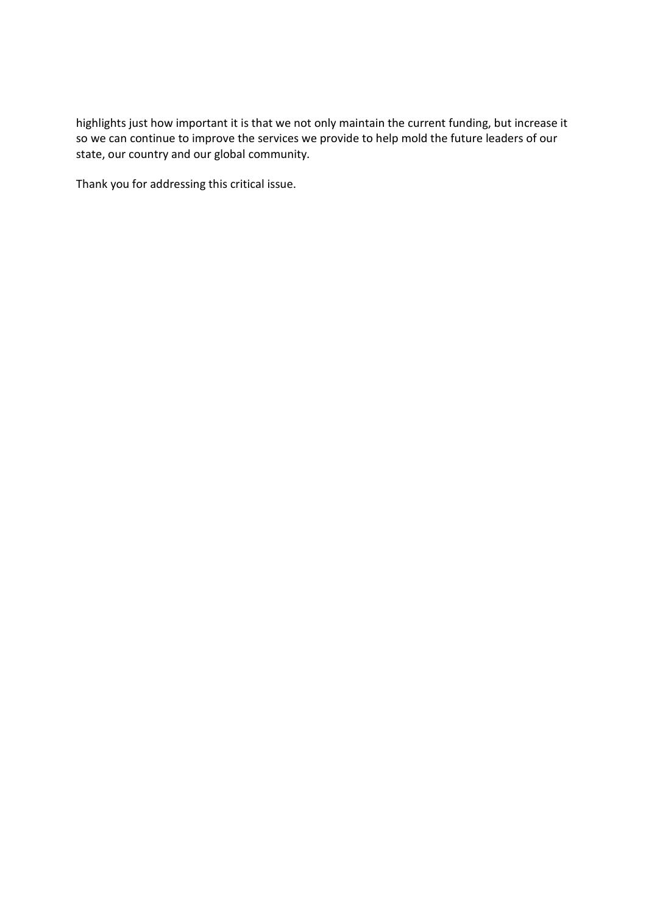highlights just how important it is that we not only maintain the current funding, but increase it so we can continue to improve the services we provide to help mold the future leaders of our state, our country and our global community.

Thank you for addressing this critical issue.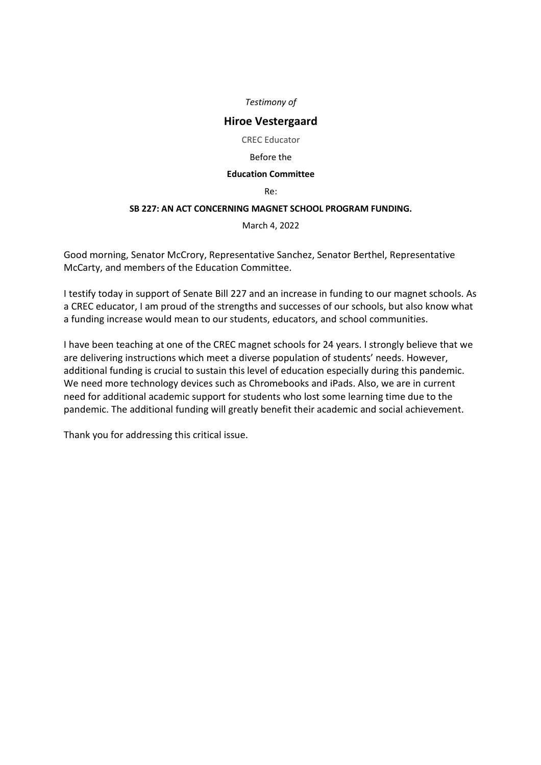*Testimony of*

## Hiroe Vestergaard

CREC Educator

Before the

**Education Committee**

Re:

**SB 227: AN ACT CONCERNING MAGNET SCHOOL PROGRAM FUNDING.**

March 4, 2022

Good morning, Senator McCrory, Representative Sanchez, Senator Berthel, Representative McCarty, and members of the Education Committee.

I testify today in support of Senate Bill 227 and an increase in funding to our magnet schools. As a CREC educator, I am proud of the strengths and successes of our schools, but also know what a funding increase would mean to our students, educators, and school communities.

I have been teaching at one of the CREC magnet schools for 24 years. I strongly believe that we are delivering instructions which meet a diverse population of students' needs. However, additional funding is crucial to sustain this level of education especially during this pandemic. We need more technology devices such as Chromebooks and iPads. Also, we are in current need for additional academic support for students who lost some learning time due to the pandemic. The additional funding will greatly benefit their academic and social achievement.

Thank you for addressing this critical issue.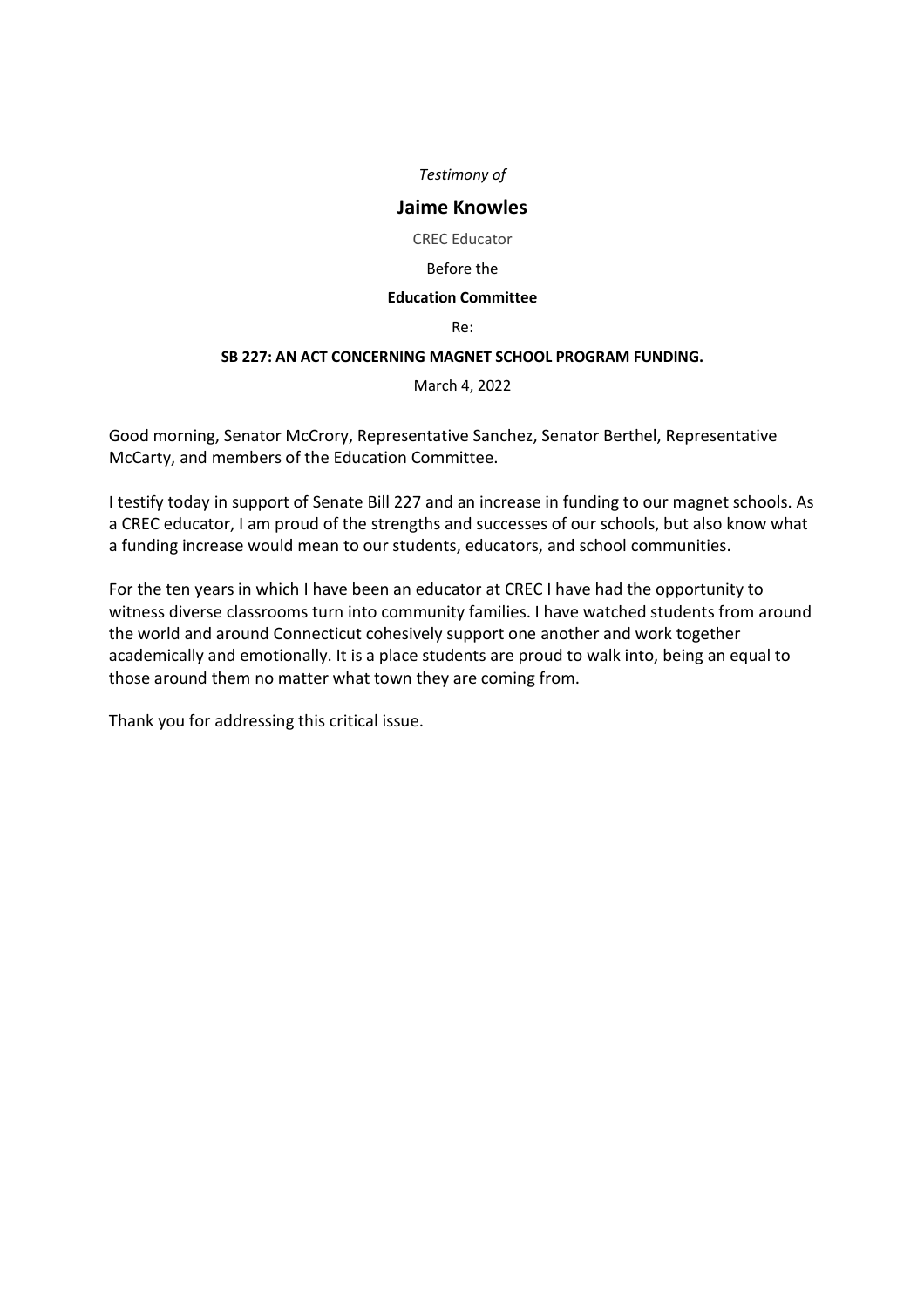*Testimony of*

**Jaime Knowles**

CREC Educator

Before the

**Education Committee**

Re:

**SB 227: AN ACT CONCERNING MAGNET SCHOOL PROGRAM FUNDING.**

March 4, 2022

Good morning, Senator McCrory, Representative Sanchez, Senator Berthel, Representative McCarty, and members of the Education Committee.

I testify today in support of Senate Bill 227 and an increase in funding to our magnet schools. As a CREC educator, I am proud of the strengths and successes of our schools, but also know what a funding increase would mean to our students, educators, and school communities.

For the ten years in which I have been an educator at CREC I have had the opportunity to witness diverse classrooms turn into community families. I have watched students from around the world and around Connecticut cohesively support one another and work together academically and emotionally. It is a place students are proud to walk into, being an equal to those around them no matter what town they are coming from.

Thank you for addressing this critical issue.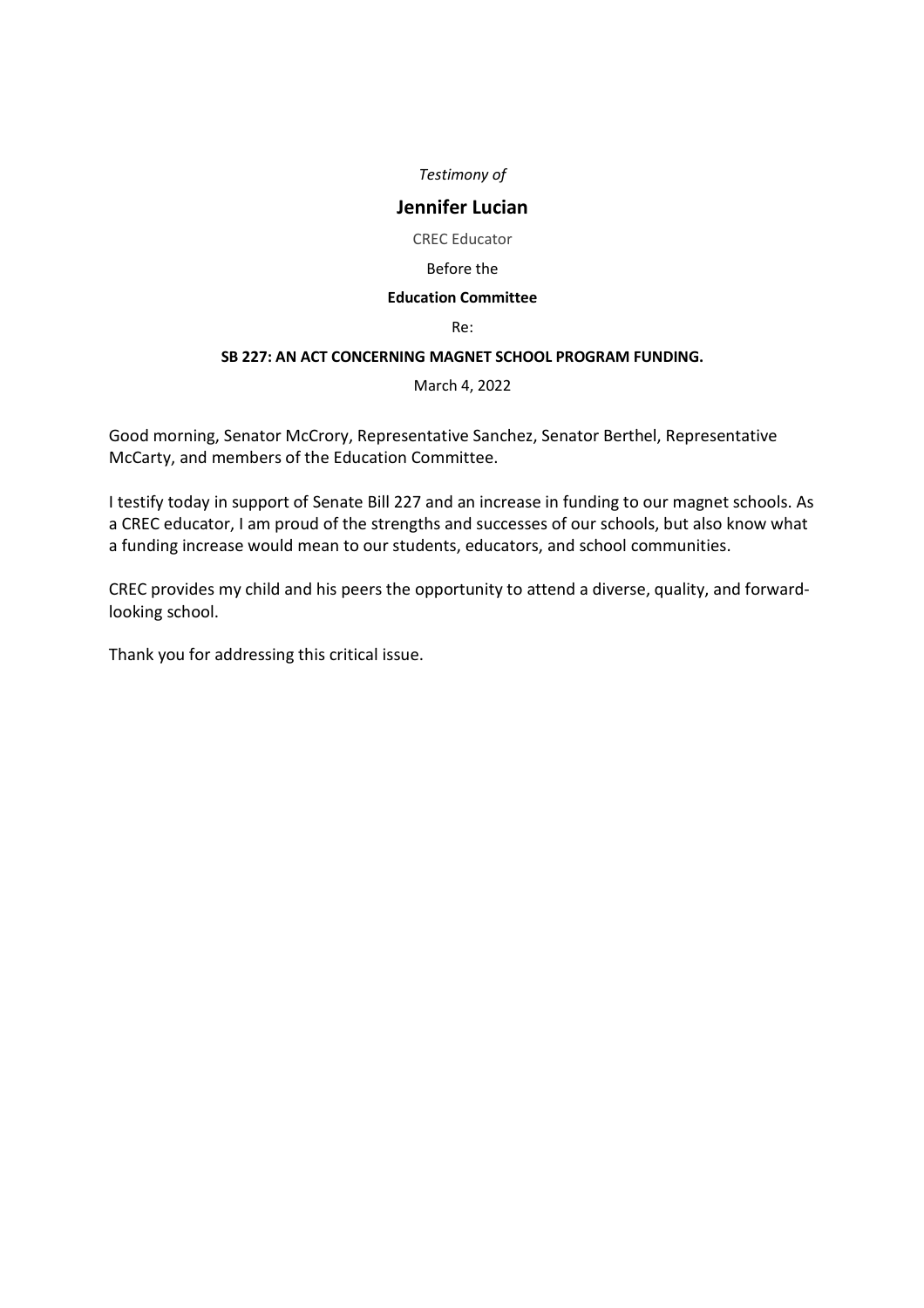*Testimony of*

## Jennifer Lucian

CREC Educator

Before the

**Education Committee**

Re:

**SB 227: AN ACT CONCERNING MAGNET SCHOOL PROGRAM FUNDING.**

March 4, 2022

Good morning, Senator McCrory, Representative Sanchez, Senator Berthel, Representative McCarty, and members of the Education Committee.

I testify today in support of Senate Bill 227 and an increase in funding to our magnet schools. As a CREC educator, I am proud of the strengths and successes of our schools, but also know what a funding increase would mean to our students, educators, and school communities.

CREC provides my child and his peers the opportunity to attend a diverse, quality, and forward-looking school.

Thank you for addressing this critical issue.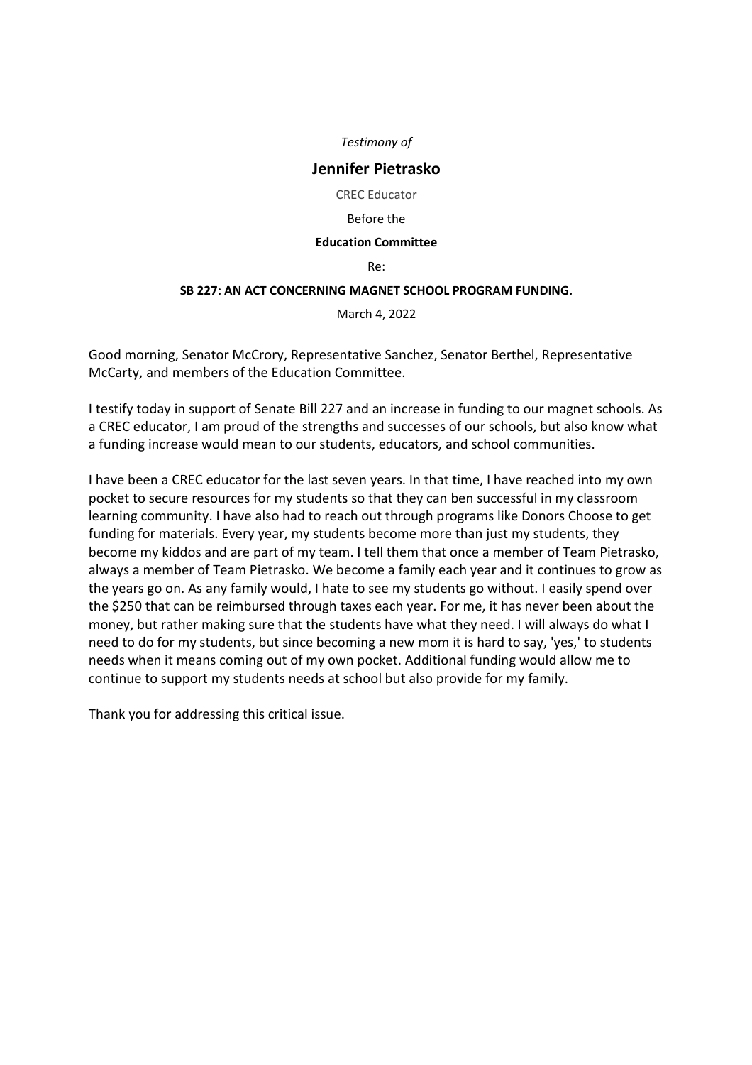*Testimony of*

## Jennifer Pietrasko

CREC Educator

Before the

**Education Committee**

Re:

**SB 227: AN ACT CONCERNING MAGNET SCHOOL PROGRAM FUNDING.**

March 4, 2022

Good morning, Senator McCrory, Representative Sanchez, Senator Berthel, Representative McCarty, and members of the Education Committee.

I testify today in support of Senate Bill 227 and an increase in funding to our magnet schools. As a CREC educator, I am proud of the strengths and successes of our schools, but also know what a funding increase would mean to our students, educators, and school communities.

I have been a CREC educator for the last seven years. In that time, I have reached into my own pocket to secure resources for my students so that they can ben successful in my classroom learning community. I have also had to reach out through programs like Donors Choose to get funding for materials. Every year, my students become more than just my students, they become my kiddos and are part of my team. I tell them that once a member of Team Pietrasko, always a member of Team Pietrasko. We become a family each year and it continues to grow as the years go on. As any family would, I hate to see my students go without. I easily spend over the $250 that can be reimbursed through taxes each year. For me, it has never been about the money, but rather making sure that the students have what they need. I will always do what I need to do for my students, but since becoming a new mom it is hard to say, 'yes,' to students needs when it means coming out of my own pocket. Additional funding would allow me to continue to support my students needs at school but also provide for my family.

Thank you for addressing this critical issue.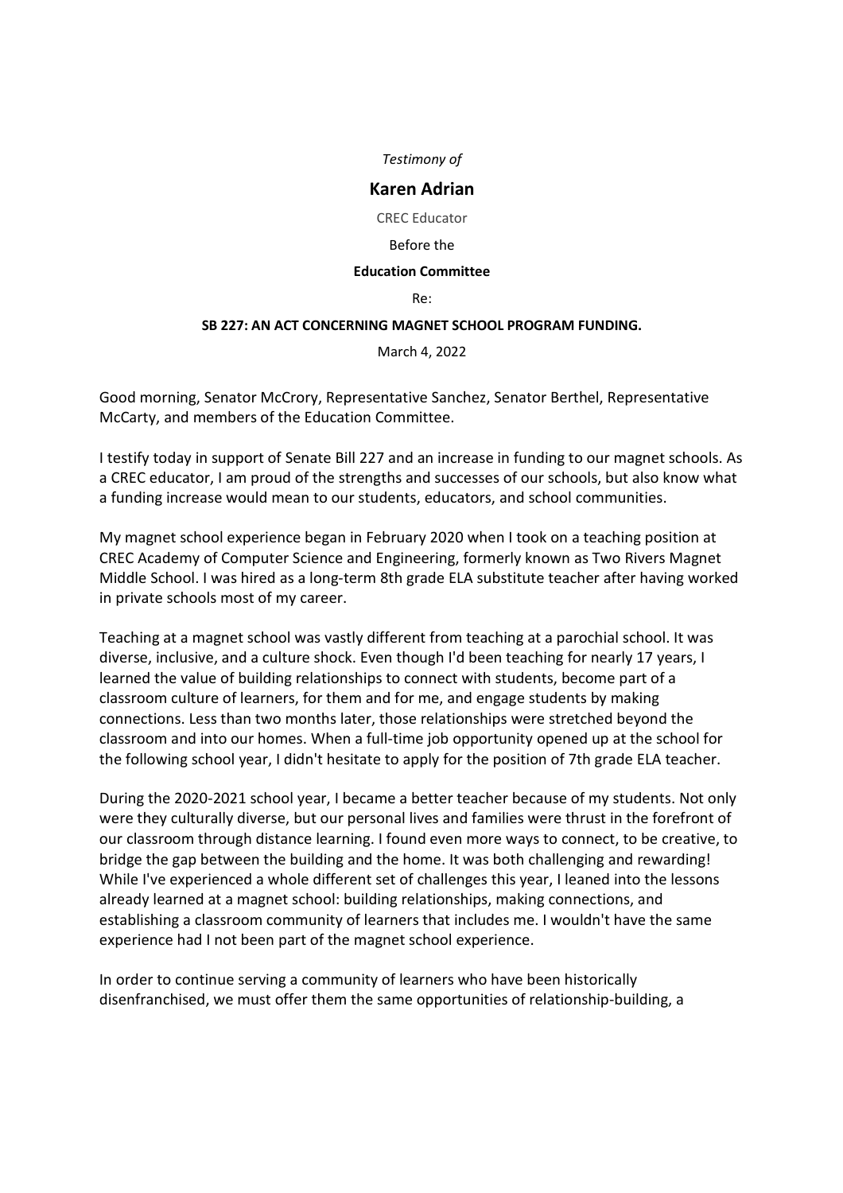*Testimony of*

## Karen Adrian

CREC Educator

Before the

**Education Committee**

Re:

**SB 227: AN ACT CONCERNING MAGNET SCHOOL PROGRAM FUNDING.**

March 4, 2022

Good morning, Senator McCrory, Representative Sanchez, Senator Berthel, Representative McCarty, and members of the Education Committee.

I testify today in support of Senate Bill 227 and an increase in funding to our magnet schools. As a CREC educator, I am proud of the strengths and successes of our schools, but also know what a funding increase would mean to our students, educators, and school communities.

My magnet school experience began in February 2020 when I took on a teaching position at CREC Academy of Computer Science and Engineering, formerly known as Two Rivers Magnet Middle School. I was hired as a long-term 8th grade ELA substitute teacher after having worked in private schools most of my career.

Teaching at a magnet school was vastly different from teaching at a parochial school. It was diverse, inclusive, and a culture shock. Even though I'd been teaching for nearly 17 years, I learned the value of building relationships to connect with students, become part of a classroom culture of learners, for them and for me, and engage students by making connections. Less than two months later, those relationships were stretched beyond the classroom and into our homes. When a full-time job opportunity opened up at the school for the following school year, I didn't hesitate to apply for the position of 7th grade ELA teacher.

During the 2020-2021 school year, I became a better teacher because of my students. Not only were they culturally diverse, but our personal lives and families were thrust in the forefront of our classroom through distance learning. I found even more ways to connect, to be creative, to bridge the gap between the building and the home. It was both challenging and rewarding! While I've experienced a whole different set of challenges this year, I leaned into the lessons already learned at a magnet school: building relationships, making connections, and establishing a classroom community of learners that includes me. I wouldn't have the same experience had I not been part of the magnet school experience.

In order to continue serving a community of learners who have been historically disenfranchised, we must offer them the same opportunities of relationship-building, a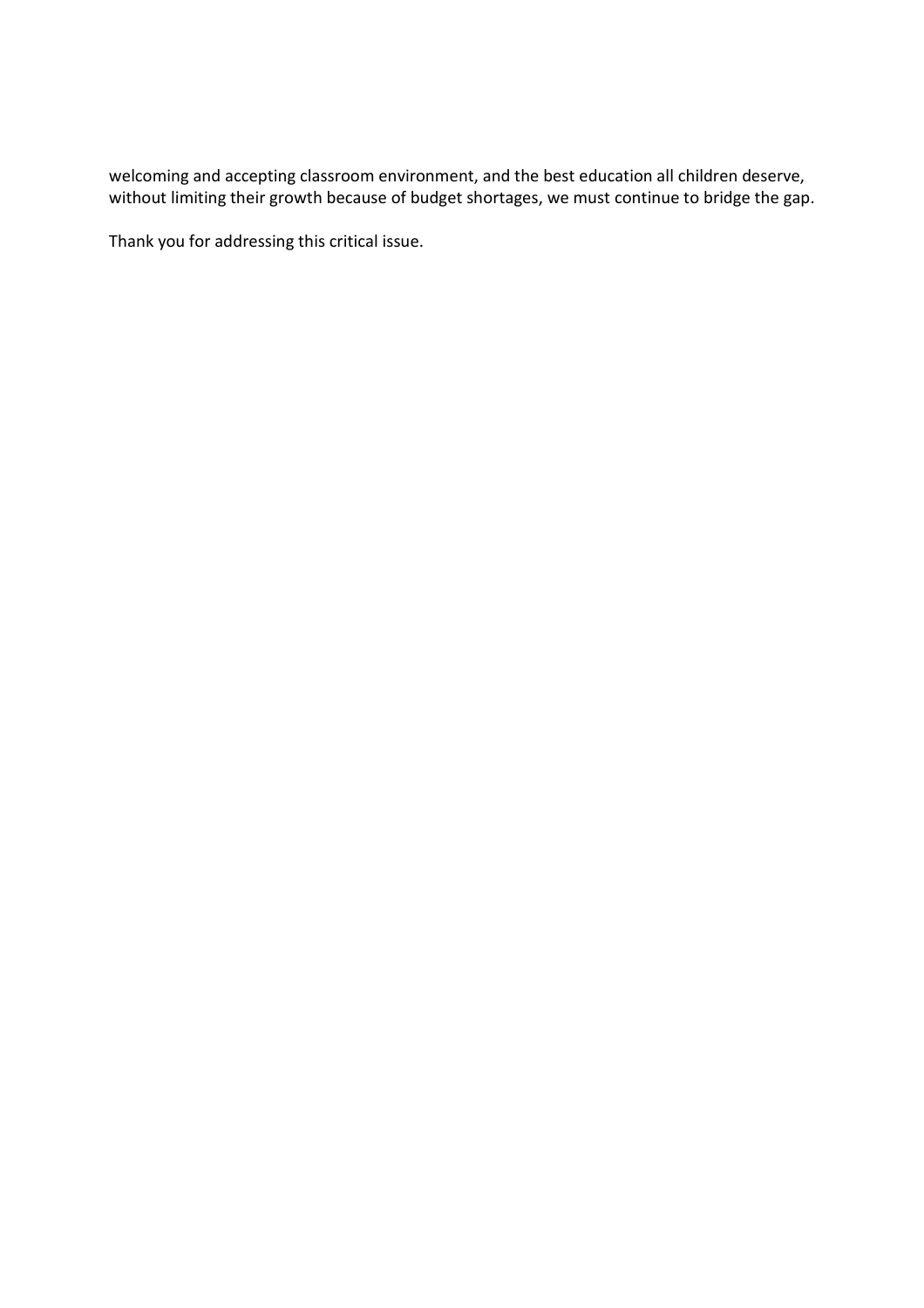welcoming and accepting classroom environment, and the best education all children deserve, without limiting their growth because of budget shortages, we must continue to bridge the gap.

Thank you for addressing this critical issue.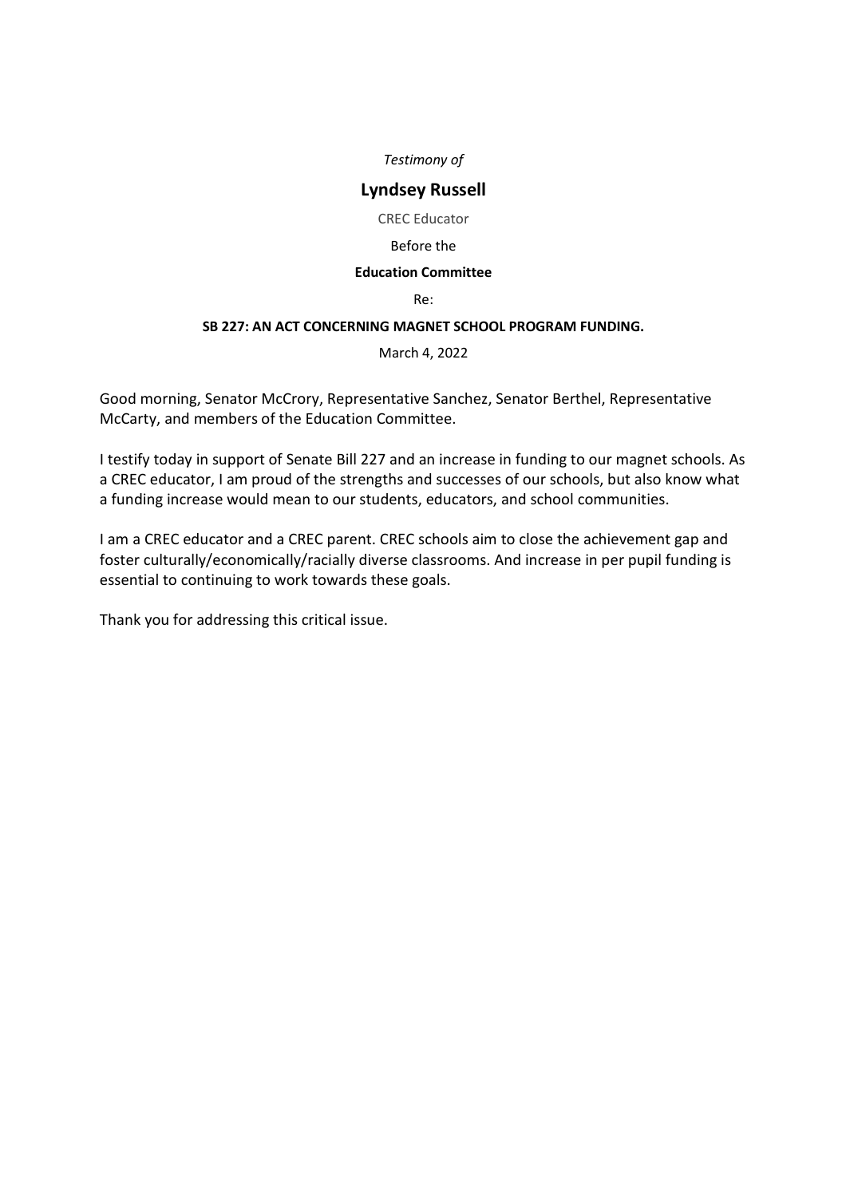*Testimony of*

## Lyndsey Russell

CREC Educator

Before the

**Education Committee**

Re:

**SB 227: AN ACT CONCERNING MAGNET SCHOOL PROGRAM FUNDING.**

March 4, 2022

Good morning, Senator McCrory, Representative Sanchez, Senator Berthel, Representative McCarty, and members of the Education Committee.

I testify today in support of Senate Bill 227 and an increase in funding to our magnet schools. As a CREC educator, I am proud of the strengths and successes of our schools, but also know what a funding increase would mean to our students, educators, and school communities.

I am a CREC educator and a CREC parent. CREC schools aim to close the achievement gap and foster culturally/economically/racially diverse classrooms. And increase in per pupil funding is essential to continuing to work towards these goals.

Thank you for addressing this critical issue.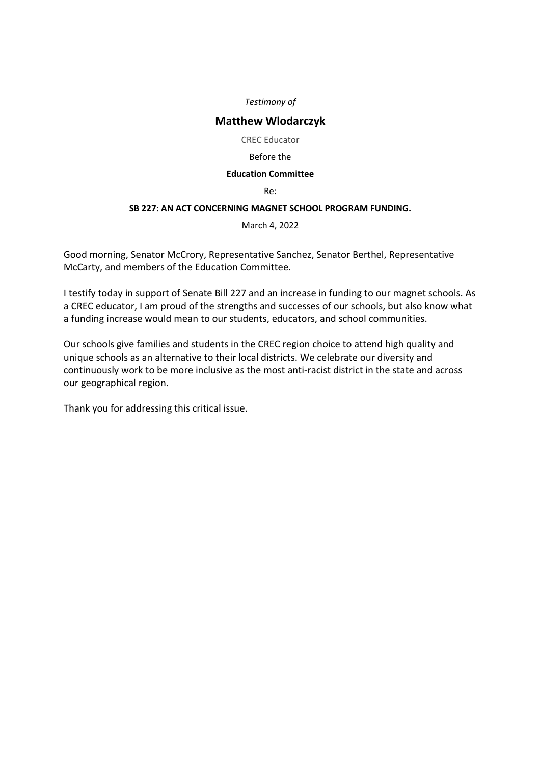*Testimony of*

## Matthew Wlodarczyk

CREC Educator

Before the

**Education Committee**

Re:

**SB 227: AN ACT CONCERNING MAGNET SCHOOL PROGRAM FUNDING.**

March 4, 2022

Good morning, Senator McCrory, Representative Sanchez, Senator Berthel, Representative McCarty, and members of the Education Committee.

I testify today in support of Senate Bill 227 and an increase in funding to our magnet schools. As a CREC educator, I am proud of the strengths and successes of our schools, but also know what a funding increase would mean to our students, educators, and school communities.

Our schools give families and students in the CREC region choice to attend high quality and unique schools as an alternative to their local districts. We celebrate our diversity and continuously work to be more inclusive as the most anti-racist district in the state and across our geographical region.

Thank you for addressing this critical issue.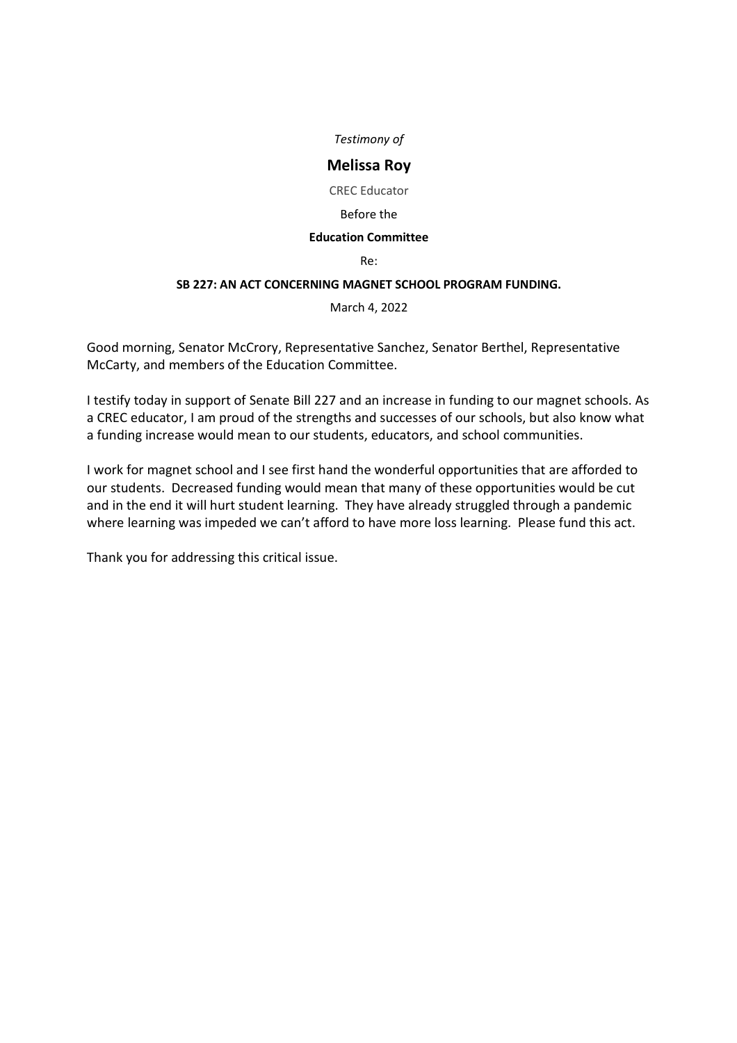*Testimony of*

**Melissa Roy**

CREC Educator

Before the

**Education Committee**

Re:

**SB 227: AN ACT CONCERNING MAGNET SCHOOL PROGRAM FUNDING.**

March 4, 2022

Good morning, Senator McCrory, Representative Sanchez, Senator Berthel, Representative McCarty, and members of the Education Committee.

I testify today in support of Senate Bill 227 and an increase in funding to our magnet schools. As a CREC educator, I am proud of the strengths and successes of our schools, but also know what a funding increase would mean to our students, educators, and school communities.

I work for magnet school and I see first hand the wonderful opportunities that are afforded to our students. Decreased funding would mean that many of these opportunities would be cut and in the end it will hurt student learning. They have already struggled through a pandemic where learning was impeded we can't afford to have more loss learning. Please fund this act.

Thank you for addressing this critical issue.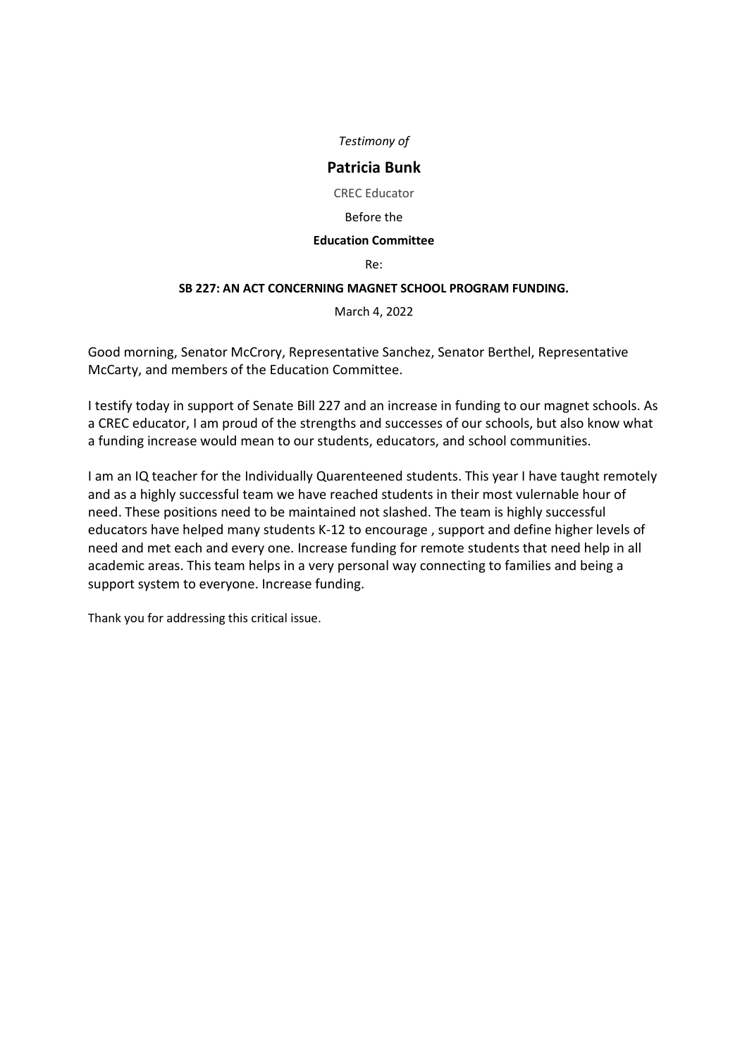*Testimony of*

**Patricia Bunk**

CREC Educator

Before the

**Education Committee**

Re:

**SB 227: AN ACT CONCERNING MAGNET SCHOOL PROGRAM FUNDING.**

March 4, 2022

Good morning, Senator McCrory, Representative Sanchez, Senator Berthel, Representative McCarty, and members of the Education Committee.

I testify today in support of Senate Bill 227 and an increase in funding to our magnet schools. As a CREC educator, I am proud of the strengths and successes of our schools, but also know what a funding increase would mean to our students, educators, and school communities.

I am an IQ teacher for the Individually Quarenteened students. This year I have taught remotely and as a highly successful team we have reached students in their most vulernable hour of need. These positions need to be maintained not slashed. The team is highly successful educators have helped many students K-12 to encourage , support and define higher levels of need and met each and every one. Increase funding for remote students that need help in all academic areas. This team helps in a very personal way connecting to families and being a support system to everyone. Increase funding.

Thank you for addressing this critical issue.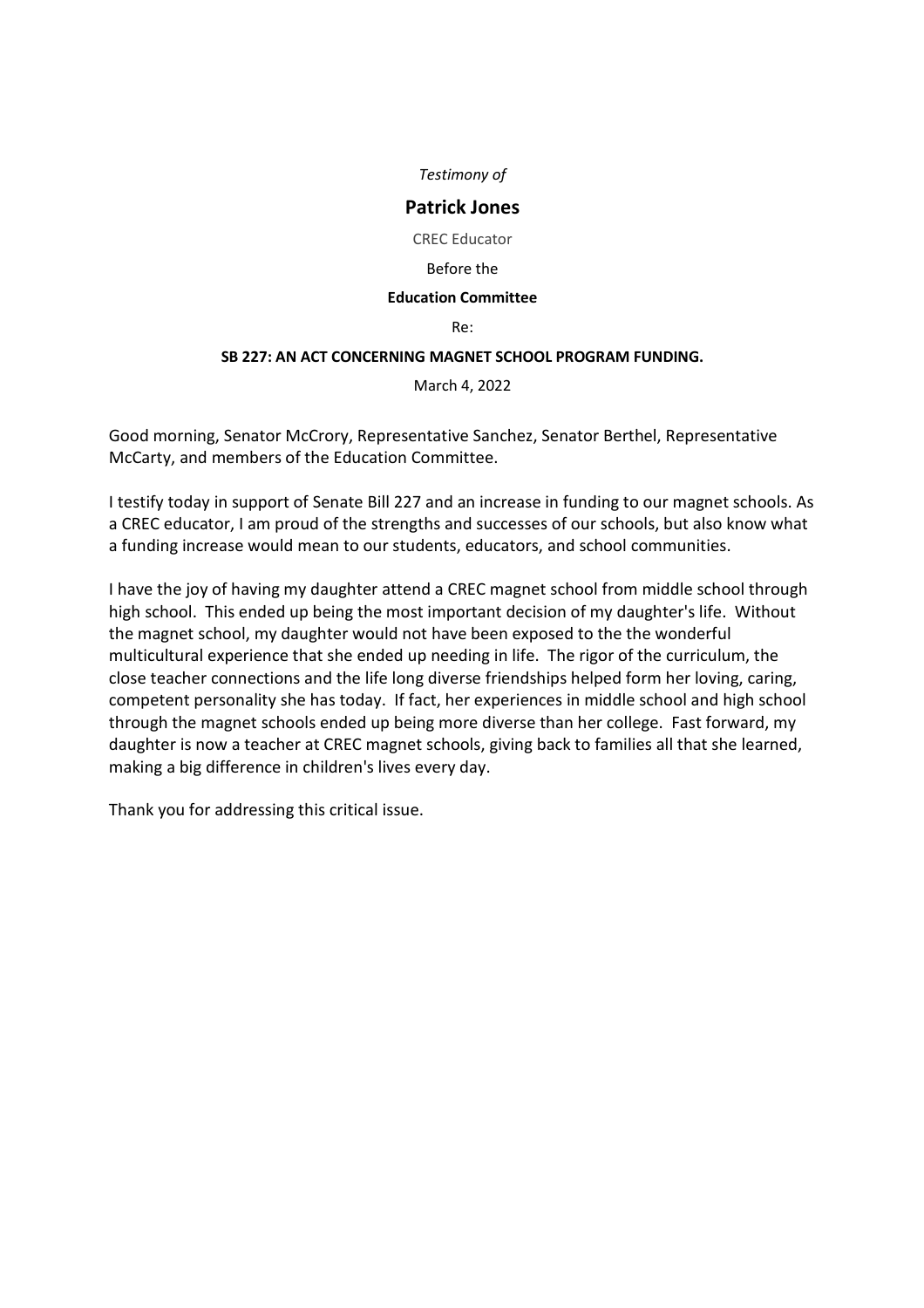*Testimony of*

**Patrick Jones**

CREC Educator

Before the

**Education Committee**

Re:

**SB 227: AN ACT CONCERNING MAGNET SCHOOL PROGRAM FUNDING.**

March 4, 2022

Good morning, Senator McCrory, Representative Sanchez, Senator Berthel, Representative McCarty, and members of the Education Committee.

I testify today in support of Senate Bill 227 and an increase in funding to our magnet schools. As a CREC educator, I am proud of the strengths and successes of our schools, but also know what a funding increase would mean to our students, educators, and school communities.

I have the joy of having my daughter attend a CREC magnet school from middle school through high school. This ended up being the most important decision of my daughter's life. Without the magnet school, my daughter would not have been exposed to the the wonderful multicultural experience that she ended up needing in life. The rigor of the curriculum, the close teacher connections and the life long diverse friendships helped form her loving, caring, competent personality she has today. If fact, her experiences in middle school and high school through the magnet schools ended up being more diverse than her college. Fast forward, my daughter is now a teacher at CREC magnet schools, giving back to families all that she learned, making a big difference in children's lives every day.

Thank you for addressing this critical issue.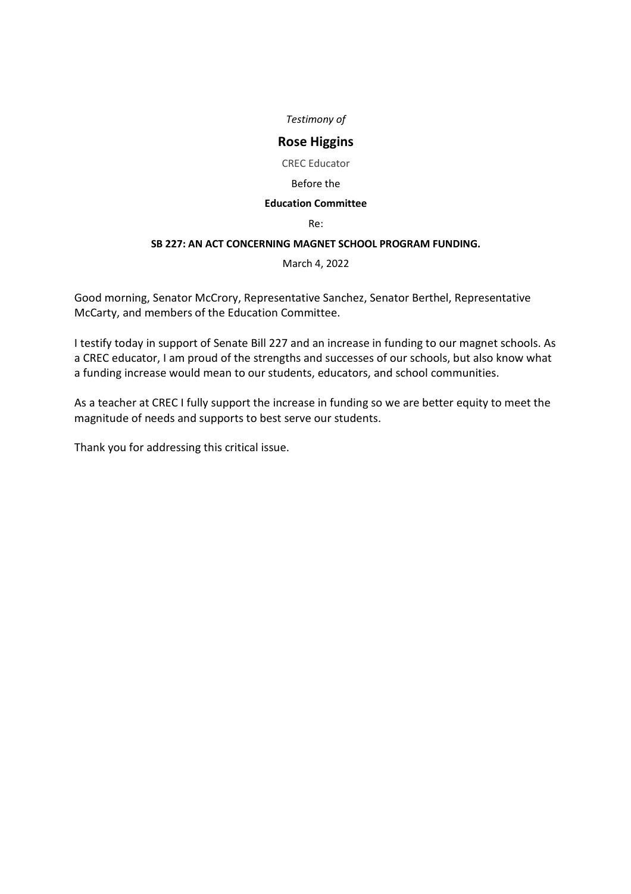*Testimony of*

## Rose Higgins

CREC Educator

Before the

**Education Committee**

Re:

**SB 227: AN ACT CONCERNING MAGNET SCHOOL PROGRAM FUNDING.**

March 4, 2022

Good morning, Senator McCrory, Representative Sanchez, Senator Berthel, Representative McCarty, and members of the Education Committee.

I testify today in support of Senate Bill 227 and an increase in funding to our magnet schools. As a CREC educator, I am proud of the strengths and successes of our schools, but also know what a funding increase would mean to our students, educators, and school communities.

As a teacher at CREC I fully support the increase in funding so we are better equity to meet the magnitude of needs and supports to best serve our students.

Thank you for addressing this critical issue.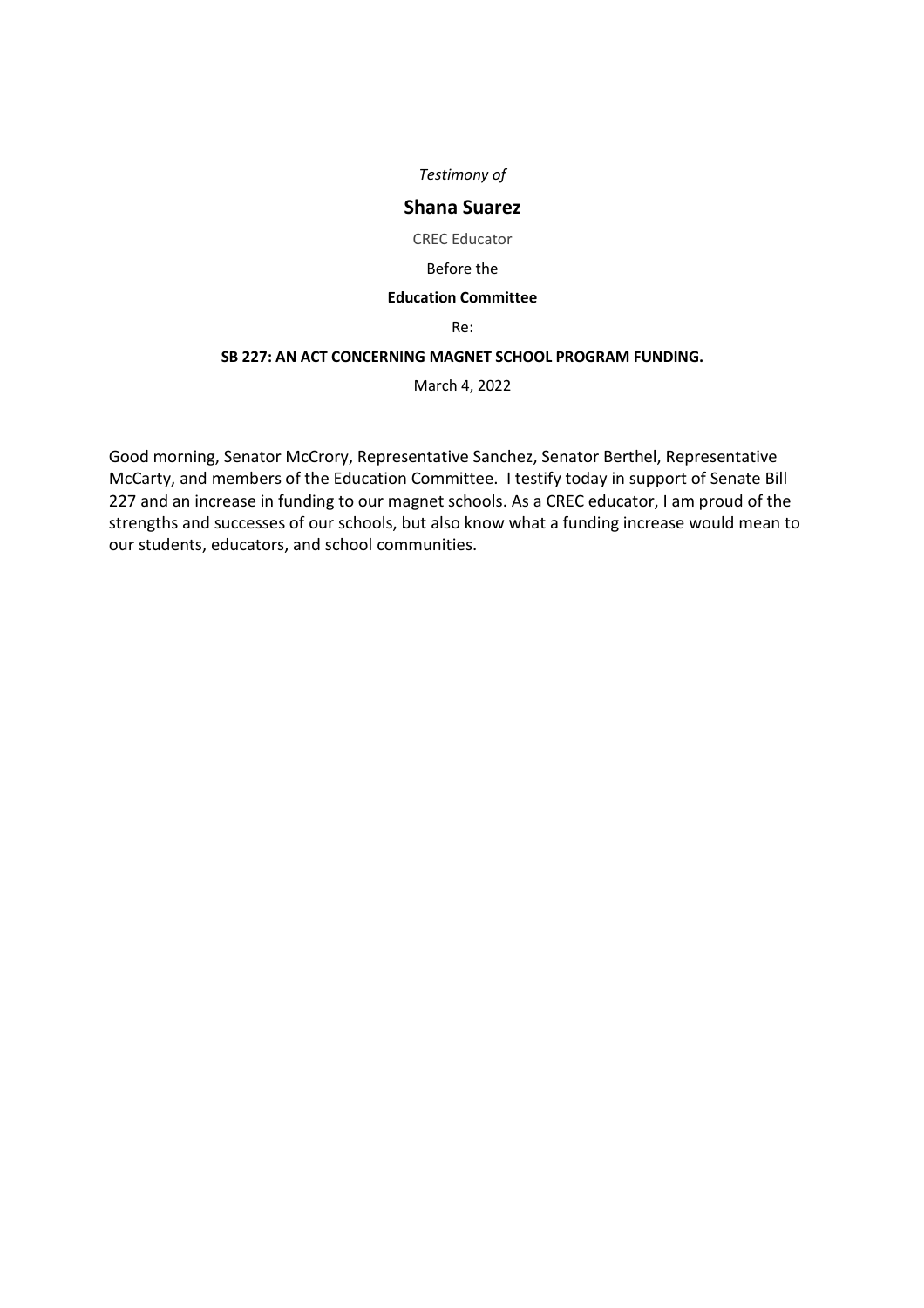*Testimony of*

## Shana Suarez

CREC Educator

Before the

**Education Committee**

Re:

**SB 227: AN ACT CONCERNING MAGNET SCHOOL PROGRAM FUNDING.**

March 4, 2022

Good morning, Senator McCrory, Representative Sanchez, Senator Berthel, Representative McCarty, and members of the Education Committee. I testify today in support of Senate Bill 227 and an increase in funding to our magnet schools. As a CREC educator, I am proud of the strengths and successes of our schools, but also know what a funding increase would mean to our students, educators, and school communities.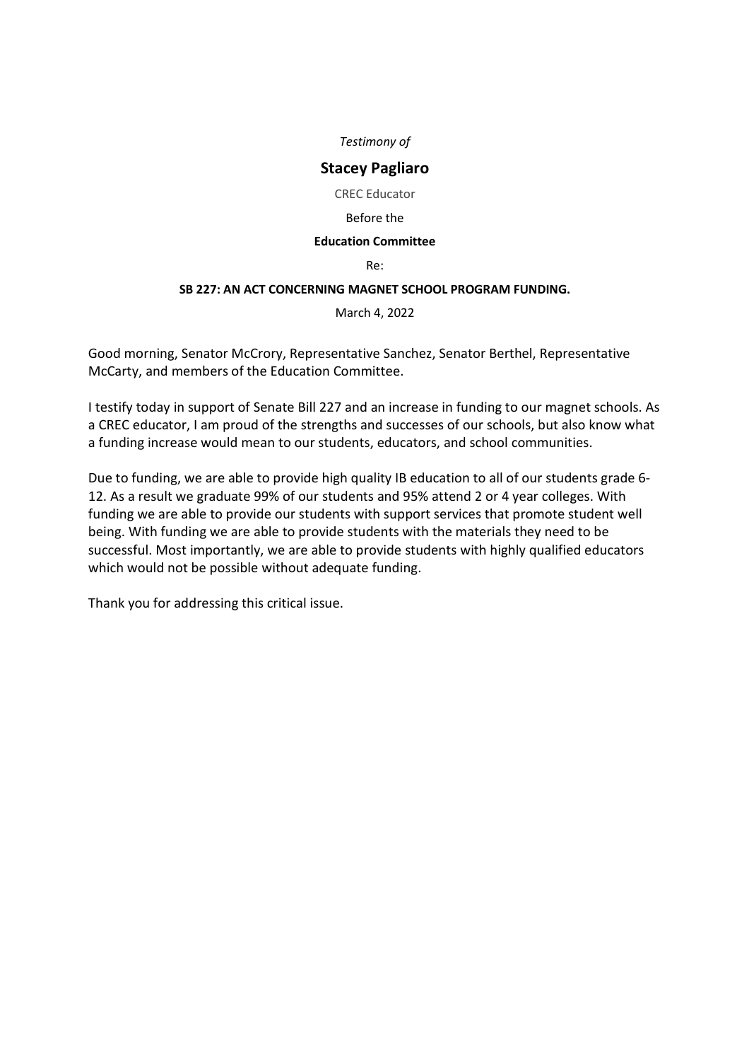*Testimony of*

## Stacey Pagliaro

CREC Educator

Before the

**Education Committee**

Re:

**SB 227: AN ACT CONCERNING MAGNET SCHOOL PROGRAM FUNDING.**

March 4, 2022

Good morning, Senator McCrory, Representative Sanchez, Senator Berthel, Representative McCarty, and members of the Education Committee.

I testify today in support of Senate Bill 227 and an increase in funding to our magnet schools. As a CREC educator, I am proud of the strengths and successes of our schools, but also know what a funding increase would mean to our students, educators, and school communities.

Due to funding, we are able to provide high quality IB education to all of our students grade 6-12. As a result we graduate 99% of our students and 95% attend 2 or 4 year colleges. With funding we are able to provide our students with support services that promote student well being. With funding we are able to provide students with the materials they need to be successful. Most importantly, we are able to provide students with highly qualified educators which would not be possible without adequate funding.

Thank you for addressing this critical issue.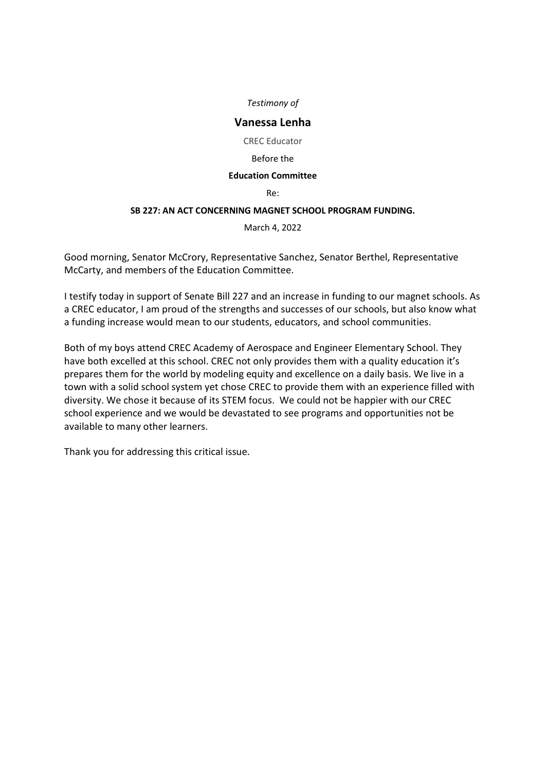*Testimony of*

## Vanessa Lenha

CREC Educator

Before the

**Education Committee**

Re:

**SB 227: AN ACT CONCERNING MAGNET SCHOOL PROGRAM FUNDING.**

March 4, 2022

Good morning, Senator McCrory, Representative Sanchez, Senator Berthel, Representative McCarty, and members of the Education Committee.

I testify today in support of Senate Bill 227 and an increase in funding to our magnet schools. As a CREC educator, I am proud of the strengths and successes of our schools, but also know what a funding increase would mean to our students, educators, and school communities.

Both of my boys attend CREC Academy of Aerospace and Engineer Elementary School. They have both excelled at this school. CREC not only provides them with a quality education it's prepares them for the world by modeling equity and excellence on a daily basis. We live in a town with a solid school system yet chose CREC to provide them with an experience filled with diversity. We chose it because of its STEM focus. We could not be happier with our CREC school experience and we would be devastated to see programs and opportunities not be available to many other learners.

Thank you for addressing this critical issue.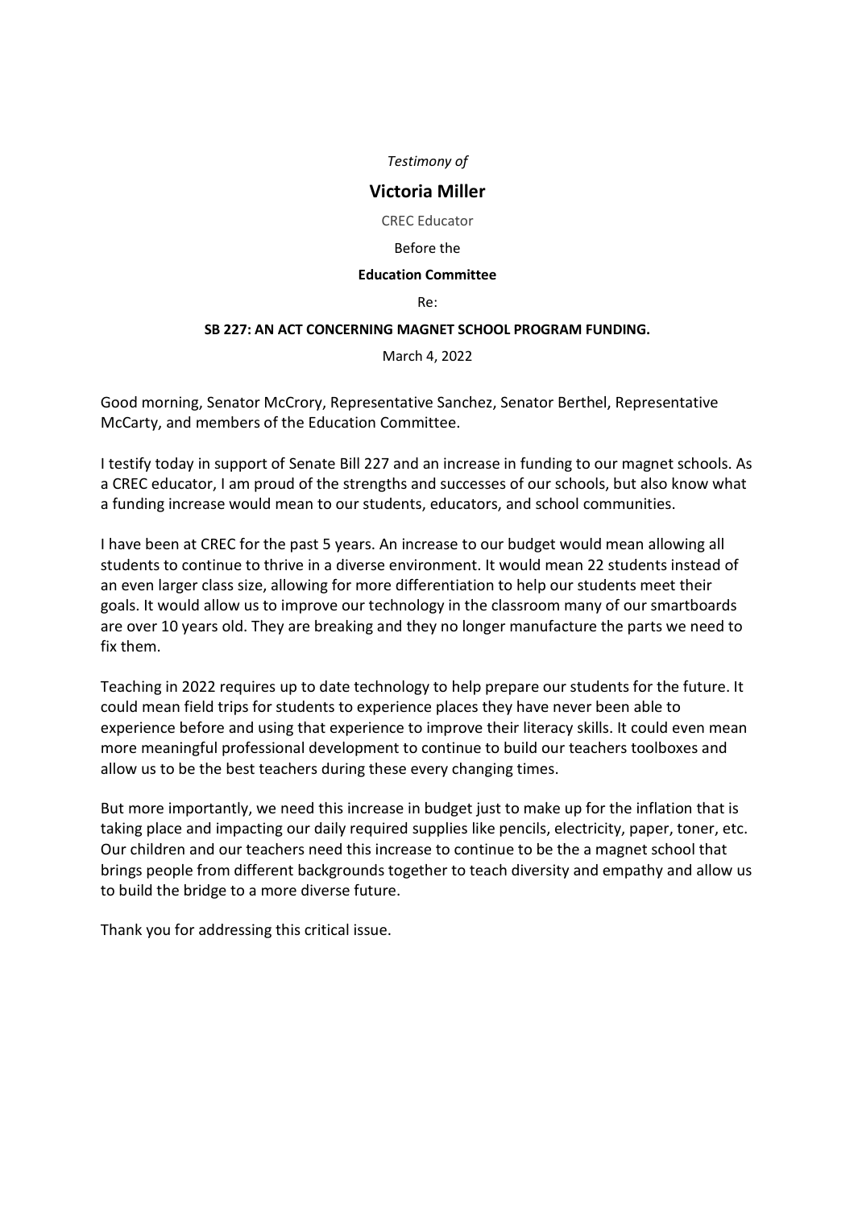*Testimony of*

## Victoria Miller

CREC Educator

Before the

**Education Committee**

Re:

**SB 227: AN ACT CONCERNING MAGNET SCHOOL PROGRAM FUNDING.**

March 4, 2022

Good morning, Senator McCrory, Representative Sanchez, Senator Berthel, Representative McCarty, and members of the Education Committee.

I testify today in support of Senate Bill 227 and an increase in funding to our magnet schools. As a CREC educator, I am proud of the strengths and successes of our schools, but also know what a funding increase would mean to our students, educators, and school communities.

I have been at CREC for the past 5 years. An increase to our budget would mean allowing all students to continue to thrive in a diverse environment. It would mean 22 students instead of an even larger class size, allowing for more differentiation to help our students meet their goals. It would allow us to improve our technology in the classroom many of our smartboards are over 10 years old. They are breaking and they no longer manufacture the parts we need to fix them.

Teaching in 2022 requires up to date technology to help prepare our students for the future. It could mean field trips for students to experience places they have never been able to experience before and using that experience to improve their literacy skills. It could even mean more meaningful professional development to continue to build our teachers toolboxes and allow us to be the best teachers during these every changing times.

But more importantly, we need this increase in budget just to make up for the inflation that is taking place and impacting our daily required supplies like pencils, electricity, paper, toner, etc. Our children and our teachers need this increase to continue to be the a magnet school that brings people from different backgrounds together to teach diversity and empathy and allow us to build the bridge to a more diverse future.

Thank you for addressing this critical issue.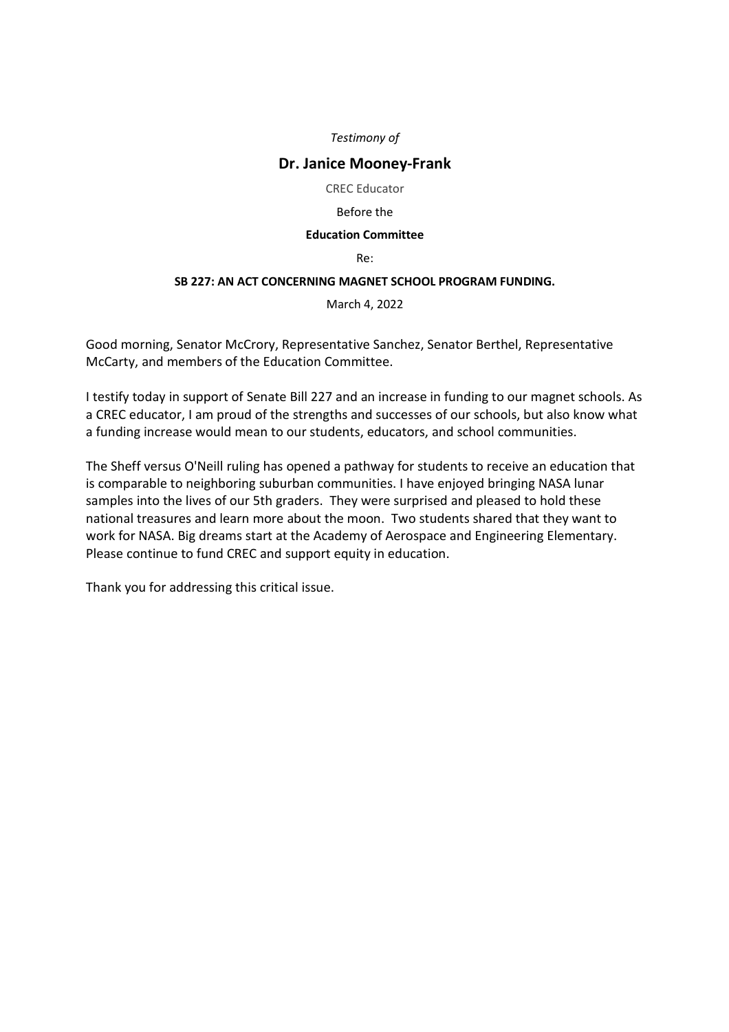*Testimony of*

## Dr. Janice Mooney-Frank

CREC Educator

Before the

**Education Committee**

Re:

**SB 227: AN ACT CONCERNING MAGNET SCHOOL PROGRAM FUNDING.**

March 4, 2022

Good morning, Senator McCrory, Representative Sanchez, Senator Berthel, Representative McCarty, and members of the Education Committee.

I testify today in support of Senate Bill 227 and an increase in funding to our magnet schools. As a CREC educator, I am proud of the strengths and successes of our schools, but also know what a funding increase would mean to our students, educators, and school communities.

The Sheff versus O'Neill ruling has opened a pathway for students to receive an education that is comparable to neighboring suburban communities. I have enjoyed bringing NASA lunar samples into the lives of our 5th graders. They were surprised and pleased to hold these national treasures and learn more about the moon. Two students shared that they want to work for NASA. Big dreams start at the Academy of Aerospace and Engineering Elementary. Please continue to fund CREC and support equity in education.

Thank you for addressing this critical issue.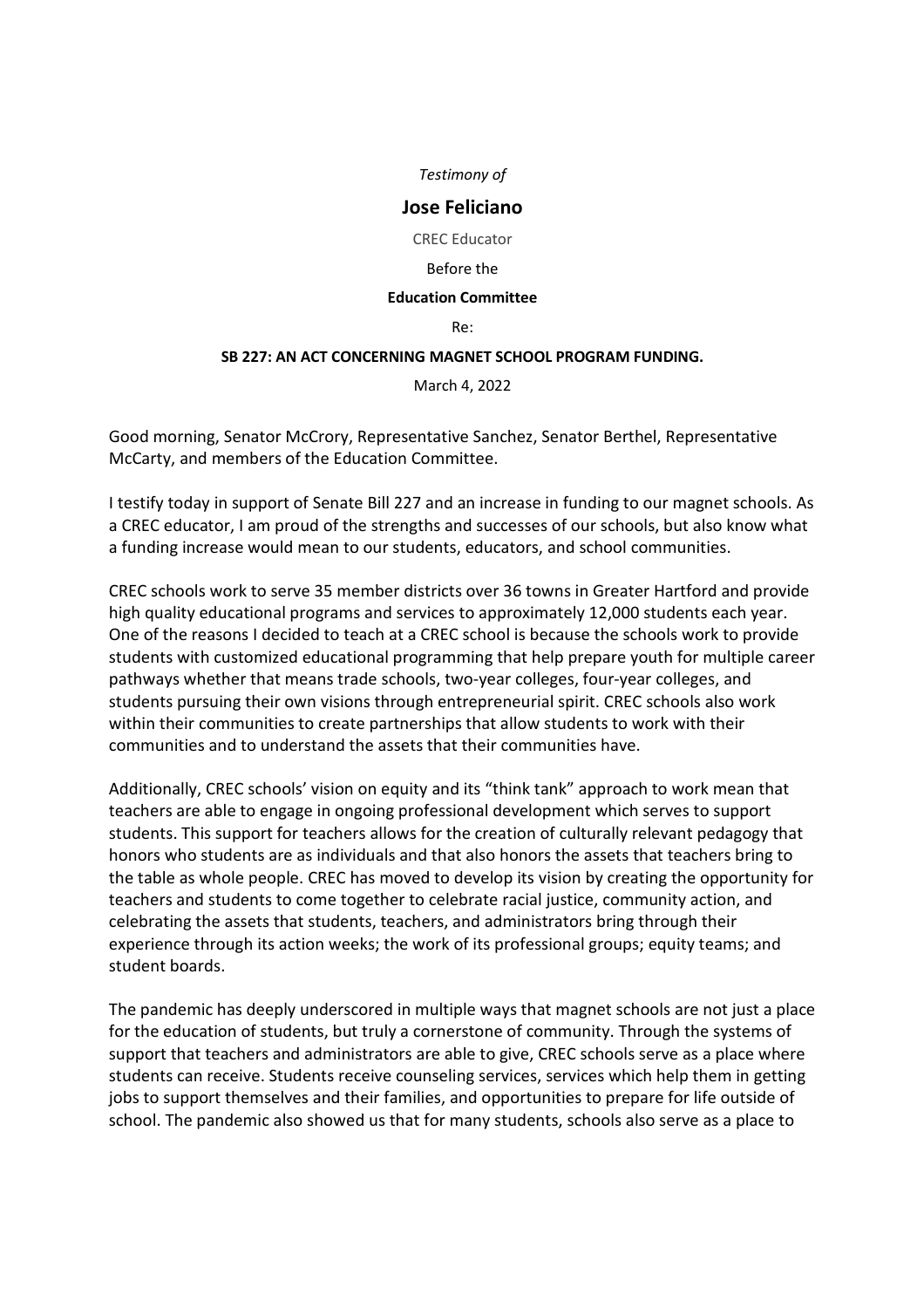*Testimony of*

# Jose Feliciano

CREC Educator

Before the

**Education Committee**

Re:

**SB 227: AN ACT CONCERNING MAGNET SCHOOL PROGRAM FUNDING.**

March 4, 2022

Good morning, Senator McCrory, Representative Sanchez, Senator Berthel, Representative McCarty, and members of the Education Committee.

I testify today in support of Senate Bill 227 and an increase in funding to our magnet schools. As a CREC educator, I am proud of the strengths and successes of our schools, but also know what a funding increase would mean to our students, educators, and school communities.

CREC schools work to serve 35 member districts over 36 towns in Greater Hartford and provide high quality educational programs and services to approximately 12,000 students each year. One of the reasons I decided to teach at a CREC school is because the schools work to provide students with customized educational programming that help prepare youth for multiple career pathways whether that means trade schools, two-year colleges, four-year colleges, and students pursuing their own visions through entrepreneurial spirit. CREC schools also work within their communities to create partnerships that allow students to work with their communities and to understand the assets that their communities have.

Additionally, CREC schools' vision on equity and its "think tank" approach to work mean that teachers are able to engage in ongoing professional development which serves to support students. This support for teachers allows for the creation of culturally relevant pedagogy that honors who students are as individuals and that also honors the assets that teachers bring to the table as whole people. CREC has moved to develop its vision by creating the opportunity for teachers and students to come together to celebrate racial justice, community action, and celebrating the assets that students, teachers, and administrators bring through their experience through its action weeks; the work of its professional groups; equity teams; and student boards.

The pandemic has deeply underscored in multiple ways that magnet schools are not just a place for the education of students, but truly a cornerstone of community. Through the systems of support that teachers and administrators are able to give, CREC schools serve as a place where students can receive. Students receive counseling services, services which help them in getting jobs to support themselves and their families, and opportunities to prepare for life outside of school. The pandemic also showed us that for many students, schools also serve as a place to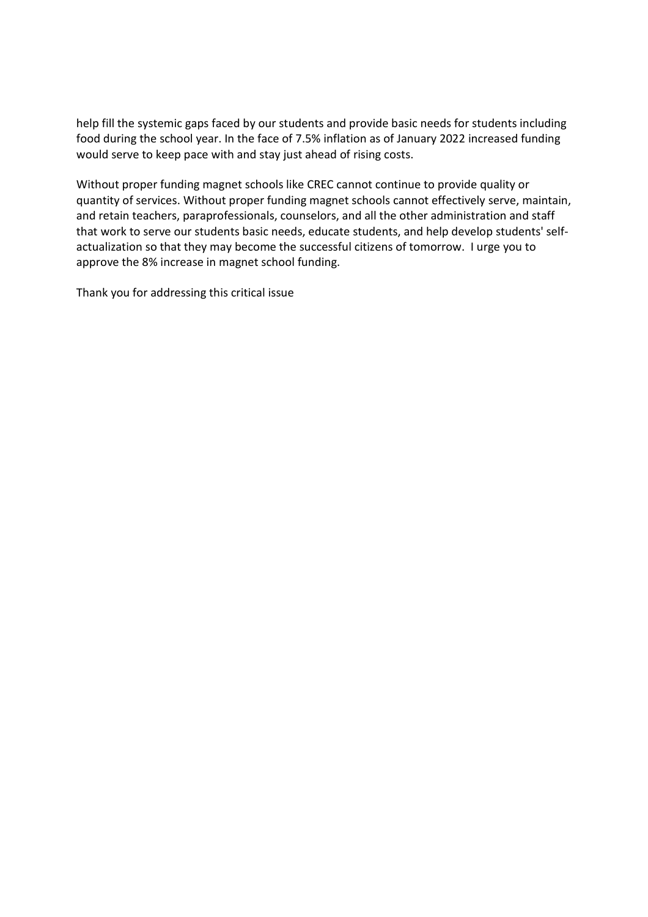help fill the systemic gaps faced by our students and provide basic needs for students including food during the school year. In the face of 7.5% inflation as of January 2022 increased funding would serve to keep pace with and stay just ahead of rising costs.

Without proper funding magnet schools like CREC cannot continue to provide quality or quantity of services. Without proper funding magnet schools cannot effectively serve, maintain, and retain teachers, paraprofessionals, counselors, and all the other administration and staff that work to serve our students basic needs, educate students, and help develop students' self-actualization so that they may become the successful citizens of tomorrow. I urge you to approve the 8% increase in magnet school funding.

Thank you for addressing this critical issue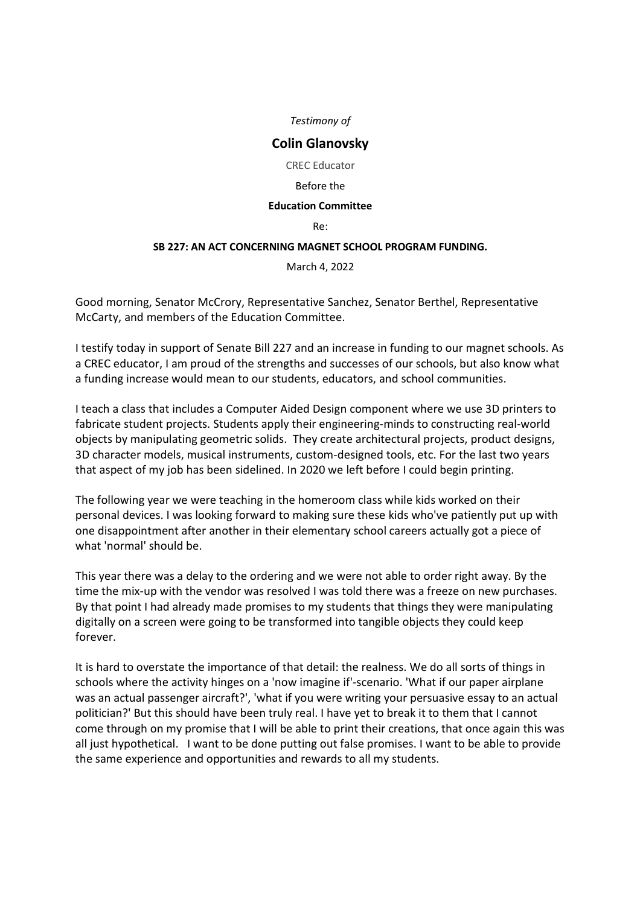*Testimony of*

## Colin Glanovsky

CREC Educator

Before the

**Education Committee**

Re:

**SB 227: AN ACT CONCERNING MAGNET SCHOOL PROGRAM FUNDING.**

March 4, 2022

Good morning, Senator McCrory, Representative Sanchez, Senator Berthel, Representative McCarty, and members of the Education Committee.

I testify today in support of Senate Bill 227 and an increase in funding to our magnet schools. As a CREC educator, I am proud of the strengths and successes of our schools, but also know what a funding increase would mean to our students, educators, and school communities.

I teach a class that includes a Computer Aided Design component where we use 3D printers to fabricate student projects. Students apply their engineering-minds to constructing real-world objects by manipulating geometric solids. They create architectural projects, product designs, 3D character models, musical instruments, custom-designed tools, etc. For the last two years that aspect of my job has been sidelined. In 2020 we left before I could begin printing.

The following year we were teaching in the homeroom class while kids worked on their personal devices. I was looking forward to making sure these kids who've patiently put up with one disappointment after another in their elementary school careers actually got a piece of what 'normal' should be.

This year there was a delay to the ordering and we were not able to order right away. By the time the mix-up with the vendor was resolved I was told there was a freeze on new purchases. By that point I had already made promises to my students that things they were manipulating digitally on a screen were going to be transformed into tangible objects they could keep forever.

It is hard to overstate the importance of that detail: the realness. We do all sorts of things in schools where the activity hinges on a 'now imagine if'-scenario. 'What if our paper airplane was an actual passenger aircraft?', 'what if you were writing your persuasive essay to an actual politician?' But this should have been truly real. I have yet to break it to them that I cannot come through on my promise that I will be able to print their creations, that once again this was all just hypothetical. I want to be done putting out false promises. I want to be able to provide the same experience and opportunities and rewards to all my students.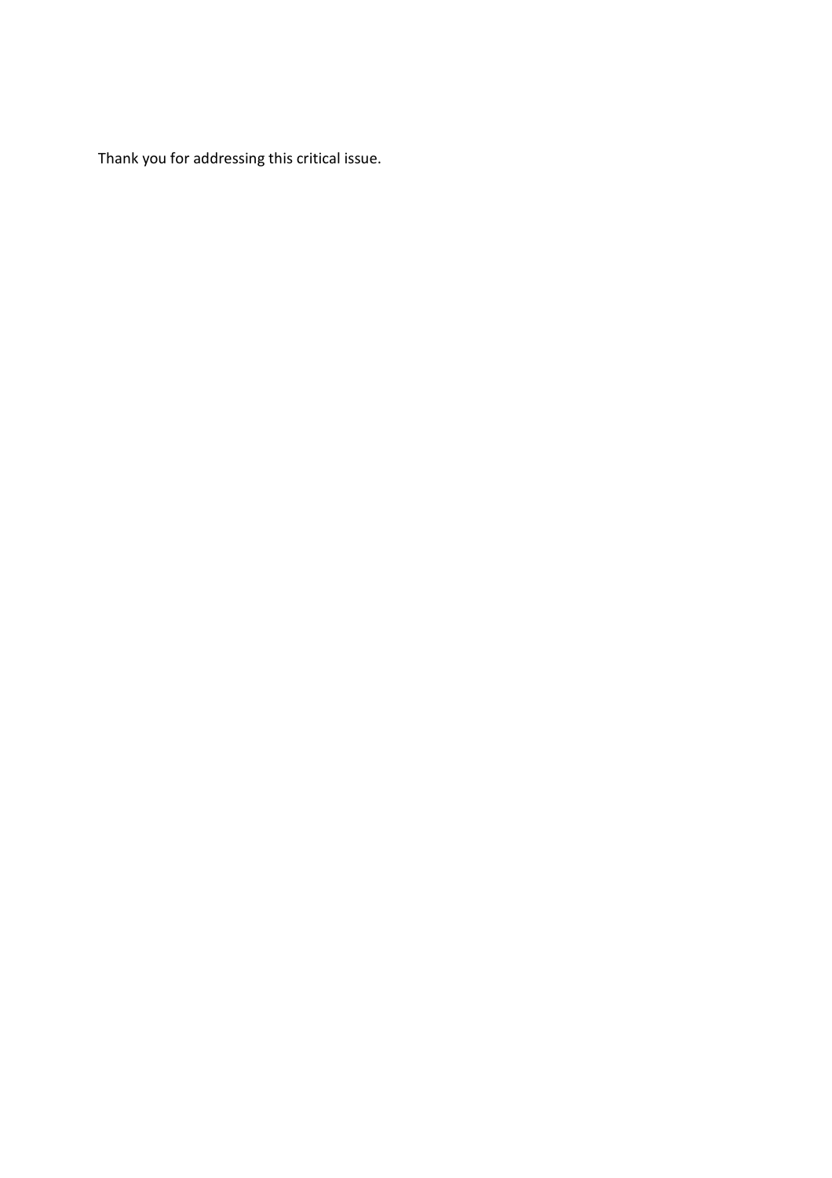Thank you for addressing this critical issue.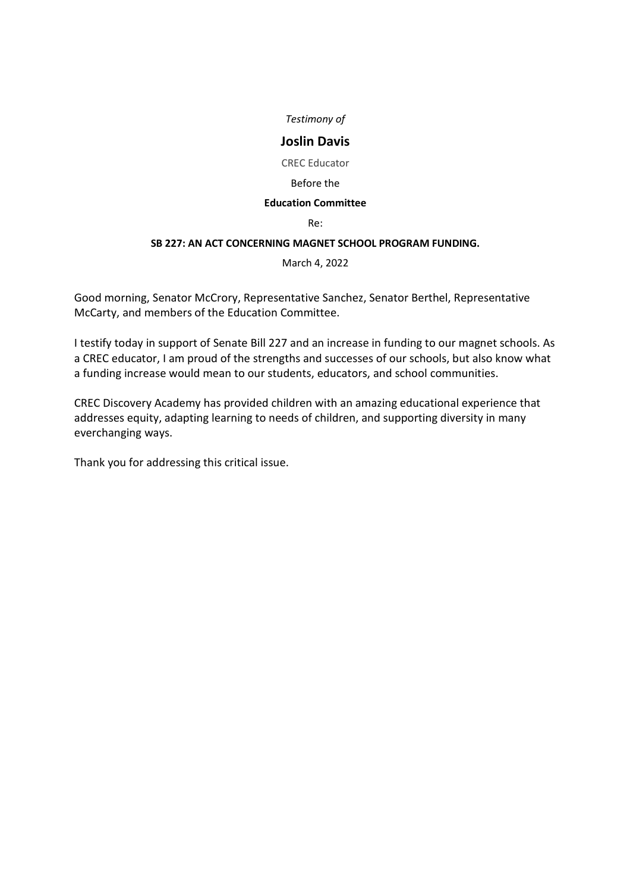*Testimony of*

**Joslin Davis**

CREC Educator

Before the

**Education Committee**

Re:

**SB 227: AN ACT CONCERNING MAGNET SCHOOL PROGRAM FUNDING.**

March 4, 2022

Good morning, Senator McCrory, Representative Sanchez, Senator Berthel, Representative McCarty, and members of the Education Committee.

I testify today in support of Senate Bill 227 and an increase in funding to our magnet schools. As a CREC educator, I am proud of the strengths and successes of our schools, but also know what a funding increase would mean to our students, educators, and school communities.

CREC Discovery Academy has provided children with an amazing educational experience that addresses equity, adapting learning to needs of children, and supporting diversity in many everchanging ways.

Thank you for addressing this critical issue.